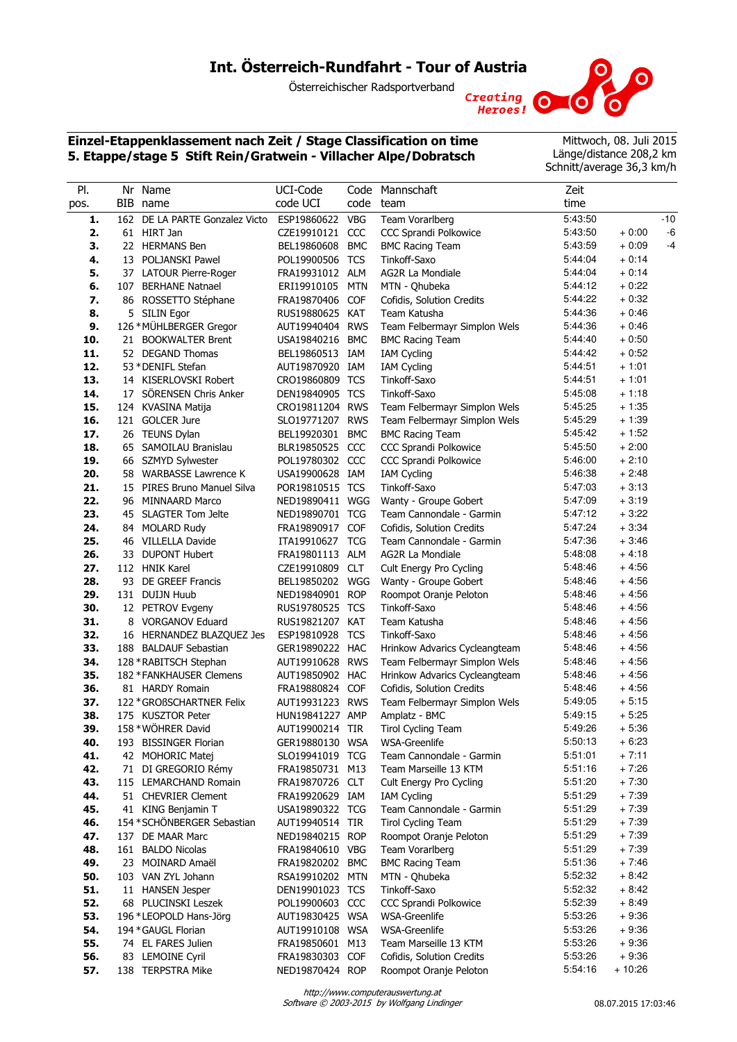# Int. Österreich-Rundfahrt - Tour of Austria

Österreichischer Radsportverband

Creating Heroes!

## Einzel-Etappenklassement nach Zeit / Stage Classification on time
## 5. Etappe/stage 5 Stift Rein/Gratwein - Villacher Alpe/Dobratsch

Mittwoch, 08. Juli 2015
Länge/distance 208,2 km
Schnitt/average 36,3 km/h

| Pl. pos. | Nr BIB | Name name | UCI-Code code UCI | Code code | Mannschaft team | Zeit time | | |
|---|---|---|---|---|---|---|---|---|
| **1.** | 162 | DE LA PARTE Gonzalez Victo | ESP19860622 | VBG | Team Vorarlberg | 5:43:50 | | -10 |
| **2.** | 61 | HIRT Jan | CZE19910121 | CCC | CCC Sprandi Polkowice | 5:43:50 | + 0:00 | -6 |
| **3.** | 22 | HERMANS Ben | BEL19860608 | BMC | BMC Racing Team | 5:43:59 | + 0:09 | -4 |
| **4.** | 13 | POLJANSKI Pawel | POL19900506 | TCS | Tinkoff-Saxo | 5:44:04 | + 0:14 | |
| **5.** | 37 | LATOUR Pierre-Roger | FRA19931012 | ALM | AG2R La Mondiale | 5:44:04 | + 0:14 | |
| **6.** | 107 | BERHANE Natnael | ERI19910105 | MTN | MTN - Qhubeka | 5:44:12 | + 0:22 | |
| **7.** | 86 | ROSSETTO Stéphane | FRA19870406 | COF | Cofidis, Solution Credits | 5:44:22 | + 0:32 | |
| **8.** | 5 | SILIN Egor | RUS19880625 | KAT | Team Katusha | 5:44:36 | + 0:46 | |
| **9.** | 126 | *MÜHLBERGER Gregor | AUT19940404 | RWS | Team Felbermayr Simplon Wels | 5:44:36 | + 0:46 | |
| **10.** | 21 | BOOKWALTER Brent | USA19840216 | BMC | BMC Racing Team | 5:44:40 | + 0:50 | |
| **11.** | 52 | DEGAND Thomas | BEL19860513 | IAM | IAM Cycling | 5:44:42 | + 0:52 | |
| **12.** | 53 | *DENIFL Stefan | AUT19870920 | IAM | IAM Cycling | 5:44:51 | + 1:01 | |
| **13.** | 14 | KISERLOVSKI Robert | CRO19860809 | TCS | Tinkoff-Saxo | 5:44:51 | + 1:01 | |
| **14.** | 17 | SÖRENSEN Chris Anker | DEN19840905 | TCS | Tinkoff-Saxo | 5:45:08 | + 1:18 | |
| **15.** | 124 | KVASINA Matija | CRO19811204 | RWS | Team Felbermayr Simplon Wels | 5:45:25 | + 1:35 | |
| **16.** | 121 | GOLCER Jure | SLO19771207 | RWS | Team Felbermayr Simplon Wels | 5:45:29 | + 1:39 | |
| **17.** | 26 | TEUNS Dylan | BEL19920301 | BMC | BMC Racing Team | 5:45:42 | + 1:52 | |
| **18.** | 65 | SAMOILAU Branislau | BLR19850525 | CCC | CCC Sprandi Polkowice | 5:45:50 | + 2:00 | |
| **19.** | 66 | SZMYD Sylwester | POL19780302 | CCC | CCC Sprandi Polkowice | 5:46:00 | + 2:10 | |
| **20.** | 58 | WARBASSE Lawrence K | USA19900628 | IAM | IAM Cycling | 5:46:38 | + 2:48 | |
| **21.** | 15 | PIRES Bruno Manuel Silva | POR19810515 | TCS | Tinkoff-Saxo | 5:47:03 | + 3:13 | |
| **22.** | 96 | MINNAARD Marco | NED19890411 | WGG | Wanty - Groupe Gobert | 5:47:09 | + 3:19 | |
| **23.** | 45 | SLAGTER Tom Jelte | NED19890701 | TCG | Team Cannondale - Garmin | 5:47:12 | + 3:22 | |
| **24.** | 84 | MOLARD Rudy | FRA19890917 | COF | Cofidis, Solution Credits | 5:47:24 | + 3:34 | |
| **25.** | 46 | VILLELLA Davide | ITA19910627 | TCG | Team Cannondale - Garmin | 5:47:36 | + 3:46 | |
| **26.** | 33 | DUPONT Hubert | FRA19801113 | ALM | AG2R La Mondiale | 5:48:08 | + 4:18 | |
| **27.** | 112 | HNIK Karel | CZE19910809 | CLT | Cult Energy Pro Cycling | 5:48:46 | + 4:56 | |
| **28.** | 93 | DE GREEF Francis | BEL19850202 | WGG | Wanty - Groupe Gobert | 5:48:46 | + 4:56 | |
| **29.** | 131 | DUIJN Huub | NED19840901 | ROP | Roompot Oranje Peloton | 5:48:46 | + 4:56 | |
| **30.** | 12 | PETROV Evgeny | RUS19780525 | TCS | Tinkoff-Saxo | 5:48:46 | + 4:56 | |
| **31.** | 8 | VORGANOV Eduard | RUS19821207 | KAT | Team Katusha | 5:48:46 | + 4:56 | |
| **32.** | 16 | HERNANDEZ BLAZQUEZ Jes | ESP19810928 | TCS | Tinkoff-Saxo | 5:48:46 | + 4:56 | |
| **33.** | 188 | BALDAUF Sebastian | GER19890222 | HAC | Hrinkow Advarics Cycleangteam | 5:48:46 | + 4:56 | |
| **34.** | 128 | *RABITSCH Stephan | AUT19910628 | RWS | Team Felbermayr Simplon Wels | 5:48:46 | + 4:56 | |
| **35.** | 182 | *FANKHAUSER Clemens | AUT19850902 | HAC | Hrinkow Advarics Cycleangteam | 5:48:46 | + 4:56 | |
| **36.** | 81 | HARDY Romain | FRA19880824 | COF | Cofidis, Solution Credits | 5:48:46 | + 4:56 | |
| **37.** | 122 | *GROßSCHARTNER Felix | AUT19931223 | RWS | Team Felbermayr Simplon Wels | 5:49:05 | + 5:15 | |
| **38.** | 175 | KUSZTOR Peter | HUN19841227 | AMP | Amplatz - BMC | 5:49:15 | + 5:25 | |
| **39.** | 158 | *WÖHRER David | AUT19900214 | TIR | Tirol Cycling Team | 5:49:26 | + 5:36 | |
| **40.** | 193 | BISSINGER Florian | GER19880130 | WSA | WSA-Greenlife | 5:50:13 | + 6:23 | |
| **41.** | 42 | MOHORIC Matej | SLO19941019 | TCG | Team Cannondale - Garmin | 5:51:01 | + 7:11 | |
| **42.** | 71 | DI GREGORIO Rémy | FRA19850731 | M13 | Team Marseille 13 KTM | 5:51:16 | + 7:26 | |
| **43.** | 115 | LEMARCHAND Romain | FRA19870726 | CLT | Cult Energy Pro Cycling | 5:51:20 | + 7:30 | |
| **44.** | 51 | CHEVRIER Clement | FRA19920629 | IAM | IAM Cycling | 5:51:29 | + 7:39 | |
| **45.** | 41 | KING Benjamin T | USA19890322 | TCG | Team Cannondale - Garmin | 5:51:29 | + 7:39 | |
| **46.** | 154 | *SCHÖNBERGER Sebastian | AUT19940514 | TIR | Tirol Cycling Team | 5:51:29 | + 7:39 | |
| **47.** | 137 | DE MAAR Marc | NED19840215 | ROP | Roompot Oranje Peloton | 5:51:29 | + 7:39 | |
| **48.** | 161 | BALDO Nicolas | FRA19840610 | VBG | Team Vorarlberg | 5:51:29 | + 7:39 | |
| **49.** | 23 | MOINARD Amaël | FRA19820202 | BMC | BMC Racing Team | 5:51:36 | + 7:46 | |
| **50.** | 103 | VAN ZYL Johann | RSA19910202 | MTN | MTN - Qhubeka | 5:52:32 | + 8:42 | |
| **51.** | 11 | HANSEN Jesper | DEN19901023 | TCS | Tinkoff-Saxo | 5:52:32 | + 8:42 | |
| **52.** | 68 | PLUCINSKI Leszek | POL19900603 | CCC | CCC Sprandi Polkowice | 5:52:39 | + 8:49 | |
| **53.** | 196 | *LEOPOLD Hans-Jörg | AUT19830425 | WSA | WSA-Greenlife | 5:53:26 | + 9:36 | |
| **54.** | 194 | *GAUGL Florian | AUT19910108 | WSA | WSA-Greenlife | 5:53:26 | + 9:36 | |
| **55.** | 74 | EL FARES Julien | FRA19850601 | M13 | Team Marseille 13 KTM | 5:53:26 | + 9:36 | |
| **56.** | 83 | LEMOINE Cyril | FRA19830303 | COF | Cofidis, Solution Credits | 5:53:26 | + 9:36 | |
| **57.** | 138 | TERPSTRA Mike | NED19870424 | ROP | Roompot Oranje Peloton | 5:54:16 | + 10:26 | |

*http://www.computerauswertung.at*
*Software © 2003-2015 by Wolfgang Lindinger*

08.07.2015 17:03:46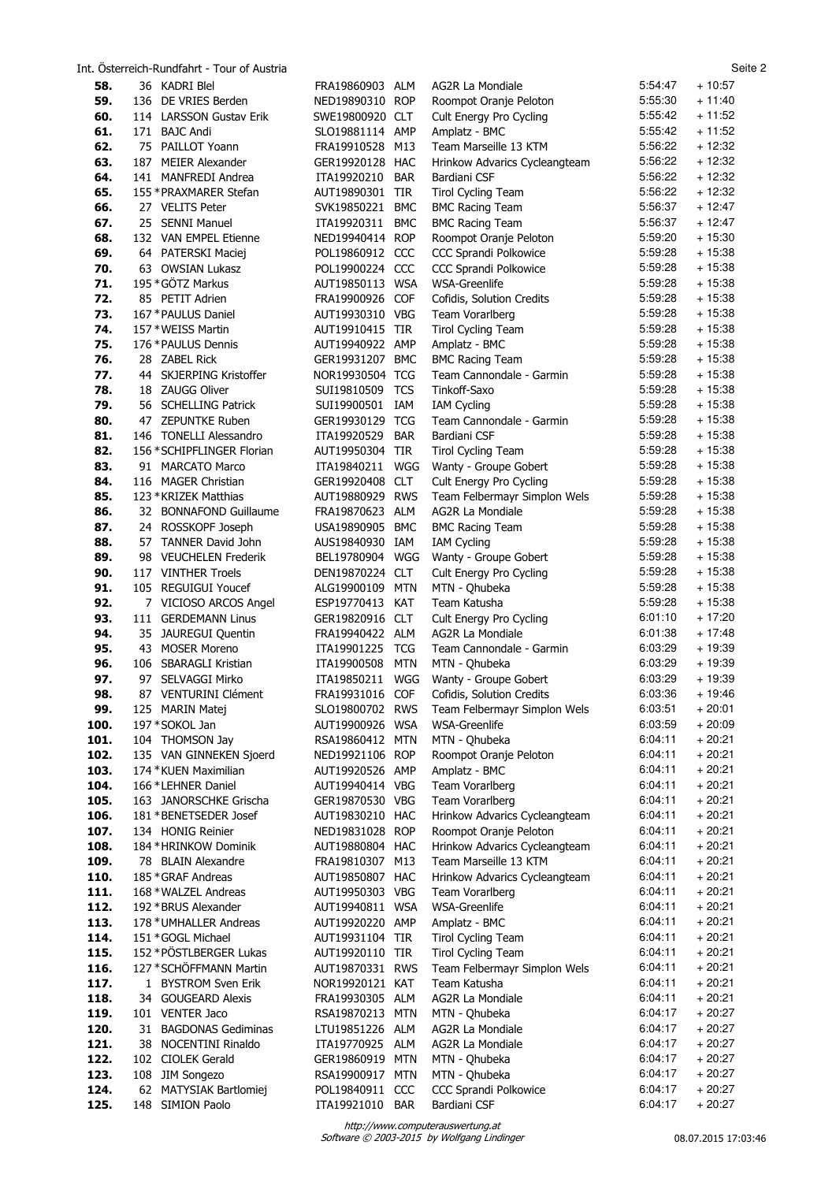| | | | | | | |
|---|---|---|---|---|---|---|
| 58. | 36 KADRI Blel | FRA19860903 | ALM | AG2R La Mondiale | 5:54:47 | + 10:57 |
| 59. | 136 DE VRIES Berden | NED19890310 | ROP | Roompot Oranje Peloton | 5:55:30 | + 11:40 |
| 60. | 114 LARSSON Gustav Erik | SWE19800920 | CLT | Cult Energy Pro Cycling | 5:55:42 | + 11:52 |
| 61. | 171 BAJC Andi | SLO19881114 | AMP | Amplatz - BMC | 5:55:42 | + 11:52 |
| 62. | 75 PAILLOT Yoann | FRA19910528 | M13 | Team Marseille 13 KTM | 5:56:22 | + 12:32 |
| 63. | 187 MEIER Alexander | GER19920128 | HAC | Hrinkow Advarics Cycleangteam | 5:56:22 | + 12:32 |
| 64. | 141 MANFREDI Andrea | ITA19920210 | BAR | Bardiani CSF | 5:56:22 | + 12:32 |
| 65. | 155 *PRAXMARER Stefan | AUT19890301 | TIR | Tirol Cycling Team | 5:56:22 | + 12:32 |
| 66. | 27 VELITS Peter | SVK19850221 | BMC | BMC Racing Team | 5:56:37 | + 12:47 |
| 67. | 25 SENNI Manuel | ITA19920311 | BMC | BMC Racing Team | 5:56:37 | + 12:47 |
| 68. | 132 VAN EMPEL Etienne | NED19940414 | ROP | Roompot Oranje Peloton | 5:59:20 | + 15:30 |
| 69. | 64 PATERSKI Maciej | POL19860912 | CCC | CCC Sprandi Polkowice | 5:59:28 | + 15:38 |
| 70. | 63 OWSIAN Lukasz | POL19900224 | CCC | CCC Sprandi Polkowice | 5:59:28 | + 15:38 |
| 71. | 195 *GÖTZ Markus | AUT19850113 | WSA | WSA-Greenlife | 5:59:28 | + 15:38 |
| 72. | 85 PETIT Adrien | FRA19900926 | COF | Cofidis, Solution Credits | 5:59:28 | + 15:38 |
| 73. | 167 *PAULUS Daniel | AUT19930310 | VBG | Team Vorarlberg | 5:59:28 | + 15:38 |
| 74. | 157 *WEISS Martin | AUT19910415 | TIR | Tirol Cycling Team | 5:59:28 | + 15:38 |
| 75. | 176 *PAULUS Dennis | AUT19940922 | AMP | Amplatz - BMC | 5:59:28 | + 15:38 |
| 76. | 28 ZABEL Rick | GER19931207 | BMC | BMC Racing Team | 5:59:28 | + 15:38 |
| 77. | 44 SKJERPING Kristoffer | NOR19930504 | TCG | Team Cannondale - Garmin | 5:59:28 | + 15:38 |
| 78. | 18 ZAUGG Oliver | SUI19810509 | TCS | Tinkoff-Saxo | 5:59:28 | + 15:38 |
| 79. | 56 SCHELLING Patrick | SUI19900501 | IAM | IAM Cycling | 5:59:28 | + 15:38 |
| 80. | 47 ZEPUNTKE Ruben | GER19930129 | TCG | Team Cannondale - Garmin | 5:59:28 | + 15:38 |
| 81. | 146 TONELLI Alessandro | ITA19920529 | BAR | Bardiani CSF | 5:59:28 | + 15:38 |
| 82. | 156 *SCHIPFLINGER Florian | AUT19950304 | TIR | Tirol Cycling Team | 5:59:28 | + 15:38 |
| 83. | 91 MARCATO Marco | ITA19840211 | WGG | Wanty - Groupe Gobert | 5:59:28 | + 15:38 |
| 84. | 116 MAGER Christian | GER19920408 | CLT | Cult Energy Pro Cycling | 5:59:28 | + 15:38 |
| 85. | 123 *KRIZEK Matthias | AUT19880929 | RWS | Team Felbermayr Simplon Wels | 5:59:28 | + 15:38 |
| 86. | 32 BONNAFOND Guillaume | FRA19870623 | ALM | AG2R La Mondiale | 5:59:28 | + 15:38 |
| 87. | 24 ROSSKOPF Joseph | USA19890905 | BMC | BMC Racing Team | 5:59:28 | + 15:38 |
| 88. | 57 TANNER David John | AUS19840930 | IAM | IAM Cycling | 5:59:28 | + 15:38 |
| 89. | 98 VEUCHELEN Frederik | BEL19780904 | WGG | Wanty - Groupe Gobert | 5:59:28 | + 15:38 |
| 90. | 117 VINTHER Troels | DEN19870224 | CLT | Cult Energy Pro Cycling | 5:59:28 | + 15:38 |
| 91. | 105 REGUIGUI Youcef | ALG19900109 | MTN | MTN - Qhubeka | 5:59:28 | + 15:38 |
| 92. | 7 VICIOSO ARCOS Angel | ESP19770413 | KAT | Team Katusha | 5:59:28 | + 15:38 |
| 93. | 111 GERDEMANN Linus | GER19820916 | CLT | Cult Energy Pro Cycling | 6:01:10 | + 17:20 |
| 94. | 35 JAUREGUI Quentin | FRA19940422 | ALM | AG2R La Mondiale | 6:01:38 | + 17:48 |
| 95. | 43 MOSER Moreno | ITA19901225 | TCG | Team Cannondale - Garmin | 6:03:29 | + 19:39 |
| 96. | 106 SBARAGLI Kristian | ITA19900508 | MTN | MTN - Qhubeka | 6:03:29 | + 19:39 |
| 97. | 97 SELVAGGI Mirko | ITA19850211 | WGG | Wanty - Groupe Gobert | 6:03:29 | + 19:39 |
| 98. | 87 VENTURINI Clément | FRA19931016 | COF | Cofidis, Solution Credits | 6:03:36 | + 19:46 |
| 99. | 125 MARIN Matej | SLO19800702 | RWS | Team Felbermayr Simplon Wels | 6:03:51 | + 20:01 |
| 100. | 197 *SOKOL Jan | AUT19900926 | WSA | WSA-Greenlife | 6:03:59 | + 20:09 |
| 101. | 104 THOMSON Jay | RSA19860412 | MTN | MTN - Qhubeka | 6:04:11 | + 20:21 |
| 102. | 135 VAN GINNEKEN Sjoerd | NED19921106 | ROP | Roompot Oranje Peloton | 6:04:11 | + 20:21 |
| 103. | 174 *KUEN Maximilian | AUT19920526 | AMP | Amplatz - BMC | 6:04:11 | + 20:21 |
| 104. | 166 *LEHNER Daniel | AUT19940414 | VBG | Team Vorarlberg | 6:04:11 | + 20:21 |
| 105. | 163 JANORSCHKE Grischa | GER19870530 | VBG | Team Vorarlberg | 6:04:11 | + 20:21 |
| 106. | 181 *BENETSEDER Josef | AUT19830210 | HAC | Hrinkow Advarics Cycleangteam | 6:04:11 | + 20:21 |
| 107. | 134 HONIG Reinier | NED19831028 | ROP | Roompot Oranje Peloton | 6:04:11 | + 20:21 |
| 108. | 184 *HRINKOW Dominik | AUT19880804 | HAC | Hrinkow Advarics Cycleangteam | 6:04:11 | + 20:21 |
| 109. | 78 BLAIN Alexandre | FRA19810307 | M13 | Team Marseille 13 KTM | 6:04:11 | + 20:21 |
| 110. | 185 *GRAF Andreas | AUT19850807 | HAC | Hrinkow Advarics Cycleangteam | 6:04:11 | + 20:21 |
| 111. | 168 *WALZEL Andreas | AUT19950303 | VBG | Team Vorarlberg | 6:04:11 | + 20:21 |
| 112. | 192 *BRUS Alexander | AUT19940811 | WSA | WSA-Greenlife | 6:04:11 | + 20:21 |
| 113. | 178 *UMHALLER Andreas | AUT19920220 | AMP | Amplatz - BMC | 6:04:11 | + 20:21 |
| 114. | 151 *GOGL Michael | AUT19931104 | TIR | Tirol Cycling Team | 6:04:11 | + 20:21 |
| 115. | 152 *PÖSTLBERGER Lukas | AUT19920110 | TIR | Tirol Cycling Team | 6:04:11 | + 20:21 |
| 116. | 127 *SCHÖFFMANN Martin | AUT19870331 | RWS | Team Felbermayr Simplon Wels | 6:04:11 | + 20:21 |
| 117. | 1 BYSTROM Sven Erik | NOR19920121 | KAT | Team Katusha | 6:04:11 | + 20:21 |
| 118. | 34 GOUGEARD Alexis | FRA19930305 | ALM | AG2R La Mondiale | 6:04:11 | + 20:21 |
| 119. | 101 VENTER Jaco | RSA19870213 | MTN | MTN - Qhubeka | 6:04:17 | + 20:27 |
| 120. | 31 BAGDONAS Gediminas | LTU19851226 | ALM | AG2R La Mondiale | 6:04:17 | + 20:27 |
| 121. | 38 NOCENTINI Rinaldo | ITA19770925 | ALM | AG2R La Mondiale | 6:04:17 | + 20:27 |
| 122. | 102 CIOLEK Gerald | GER19860919 | MTN | MTN - Qhubeka | 6:04:17 | + 20:27 |
| 123. | 108 JIM Songezo | RSA19900917 | MTN | MTN - Qhubeka | 6:04:17 | + 20:27 |
| 124. | 62 MATYSIAK Bartlomiej | POL19840911 | CCC | CCC Sprandi Polkowice | 6:04:17 | + 20:27 |
| 125. | 148 SIMION Paolo | ITA19921010 | BAR | Bardiani CSF | 6:04:17 | + 20:27 |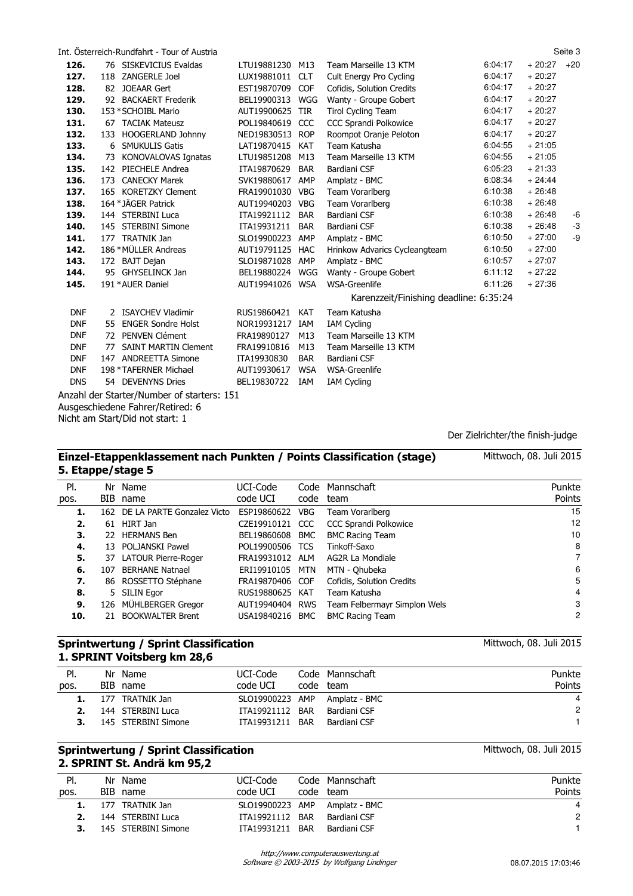| Pl. | Nr | Name | UCI-Code | Code | Mannschaft | Zeit | Rückstand | Bonif. |
|---|---|---|---|---|---|---|---|---|
| **126.** | 76 | SISKEVICIUS Evaldas | LTU19881230 | M13 | Team Marseille 13 KTM | 6:04:17 | + 20:27 | +20 |
| **127.** | 118 | ZANGERLE Joel | LUX19881011 | CLT | Cult Energy Pro Cycling | 6:04:17 | + 20:27 | |
| **128.** | 82 | JOEAAR Gert | EST19870709 | COF | Cofidis, Solution Credits | 6:04:17 | + 20:27 | |
| **129.** | 92 | BACKAERT Frederik | BEL19900313 | WGG | Wanty - Groupe Gobert | 6:04:17 | + 20:27 | |
| **130.** | 153 | *SCHOIBL Mario | AUT19900625 | TIR | Tirol Cycling Team | 6:04:17 | + 20:27 | |
| **131.** | 67 | TACIAK Mateusz | POL19840619 | CCC | CCC Sprandi Polkowice | 6:04:17 | + 20:27 | |
| **132.** | 133 | HOOGERLAND Johnny | NED19830513 | ROP | Roompot Oranje Peloton | 6:04:17 | + 20:27 | |
| **133.** | 6 | SMUKULIS Gatis | LAT19870415 | KAT | Team Katusha | 6:04:55 | + 21:05 | |
| **134.** | 73 | KONOVALOVAS Ignatas | LTU19851208 | M13 | Team Marseille 13 KTM | 6:04:55 | + 21:05 | |
| **135.** | 142 | PIECHELE Andrea | ITA19870629 | BAR | Bardiani CSF | 6:05:23 | + 21:33 | |
| **136.** | 173 | CANECKY Marek | SVK19880617 | AMP | Amplatz - BMC | 6:08:34 | + 24:44 | |
| **137.** | 165 | KORETZKY Clement | FRA19901030 | VBG | Team Vorarlberg | 6:10:38 | + 26:48 | |
| **138.** | 164 | *JÄGER Patrick | AUT19940203 | VBG | Team Vorarlberg | 6:10:38 | + 26:48 | |
| **139.** | 144 | STERBINI Luca | ITA19921112 | BAR | Bardiani CSF | 6:10:38 | + 26:48 | -6 |
| **140.** | 145 | STERBINI Simone | ITA19931211 | BAR | Bardiani CSF | 6:10:38 | + 26:48 | -3 |
| **141.** | 177 | TRATNIK Jan | SLO19900223 | AMP | Amplatz - BMC | 6:10:50 | + 27:00 | -9 |
| **142.** | 186 | *MÜLLER Andreas | AUT19791125 | HAC | Hrinkow Advarics Cycleangteam | 6:10:50 | + 27:00 | |
| **143.** | 172 | BAJT Dejan | SLO19871028 | AMP | Amplatz - BMC | 6:10:57 | + 27:07 | |
| **144.** | 95 | GHYSELINCK Jan | BEL19880224 | WGG | Wanty - Groupe Gobert | 6:11:12 | + 27:22 | |
| **145.** | 191 | *AUER Daniel | AUT19941026 | WSA | WSA-Greenlife | 6:11:26 | + 27:36 | |

Karenzzeit/Finishing deadline: 6:35:24

| Pl. | Nr | Name | UCI-Code | Code | Mannschaft |
|---|---|---|---|---|---|
| DNF | 2 | ISAYCHEV Vladimir | RUS19860421 | KAT | Team Katusha |
| DNF | 55 | ENGER Sondre Holst | NOR19931217 | IAM | IAM Cycling |
| DNF | 72 | PENVEN Clément | FRA19890127 | M13 | Team Marseille 13 KTM |
| DNF | 77 | SAINT MARTIN Clement | FRA19910816 | M13 | Team Marseille 13 KTM |
| DNF | 147 | ANDREETTA Simone | ITA19930830 | BAR | Bardiani CSF |
| DNF | 198 | *TAFERNER Michael | AUT19930617 | WSA | WSA-Greenlife |
| DNS | 54 | DEVENYNS Dries | BEL19830722 | IAM | IAM Cycling |

Anzahl der Starter/Number of starters: 151
Ausgeschiedene Fahrer/Retired: 6
Nicht am Start/Did not start: 1

Der Zielrichter/the finish-judge

## Einzel-Etappenklassement nach Punkten / Points Classification (stage)
## 5. Etappe/stage 5

Mittwoch, 08. Juli 2015

| Pl. pos. | Nr BIB | Name name | UCI-Code code UCI | Code code | Mannschaft team | Punkte Points |
|---|---|---|---|---|---|---|
| **1.** | 162 | DE LA PARTE Gonzalez Victo | ESP19860622 | VBG | Team Vorarlberg | 15 |
| **2.** | 61 | HIRT Jan | CZE19910121 | CCC | CCC Sprandi Polkowice | 12 |
| **3.** | 22 | HERMANS Ben | BEL19860608 | BMC | BMC Racing Team | 10 |
| **4.** | 13 | POLJANSKI Pawel | POL19900506 | TCS | Tinkoff-Saxo | 8 |
| **5.** | 37 | LATOUR Pierre-Roger | FRA19931012 | ALM | AG2R La Mondiale | 7 |
| **6.** | 107 | BERHANE Natnael | ERI19910105 | MTN | MTN - Qhubeka | 6 |
| **7.** | 86 | ROSSETTO Stéphane | FRA19870406 | COF | Cofidis, Solution Credits | 5 |
| **8.** | 5 | SILIN Egor | RUS19880625 | KAT | Team Katusha | 4 |
| **9.** | 126 | MÜHLBERGER Gregor | AUT19940404 | RWS | Team Felbermayr Simplon Wels | 3 |
| **10.** | 21 | BOOKWALTER Brent | USA19840216 | BMC | BMC Racing Team | 2 |

## Sprintwertung / Sprint Classification
## 1. SPRINT Voitsberg km 28,6

Mittwoch, 08. Juli 2015

| Pl. pos. | Nr BIB | Name name | UCI-Code code UCI | Code code | Mannschaft team | Punkte Points |
|---|---|---|---|---|---|---|
| **1.** | 177 | TRATNIK Jan | SLO19900223 | AMP | Amplatz - BMC | 4 |
| **2.** | 144 | STERBINI Luca | ITA19921112 | BAR | Bardiani CSF | 2 |
| **3.** | 145 | STERBINI Simone | ITA19931211 | BAR | Bardiani CSF | 1 |

## Sprintwertung / Sprint Classification
## 2. SPRINT St. Andrä km 95,2

Mittwoch, 08. Juli 2015

| Pl. pos. | Nr BIB | Name name | UCI-Code code UCI | Code code | Mannschaft team | Punkte Points |
|---|---|---|---|---|---|---|
| **1.** | 177 | TRATNIK Jan | SLO19900223 | AMP | Amplatz - BMC | 4 |
| **2.** | 144 | STERBINI Luca | ITA19921112 | BAR | Bardiani CSF | 2 |
| **3.** | 145 | STERBINI Simone | ITA19931211 | BAR | Bardiani CSF | 1 |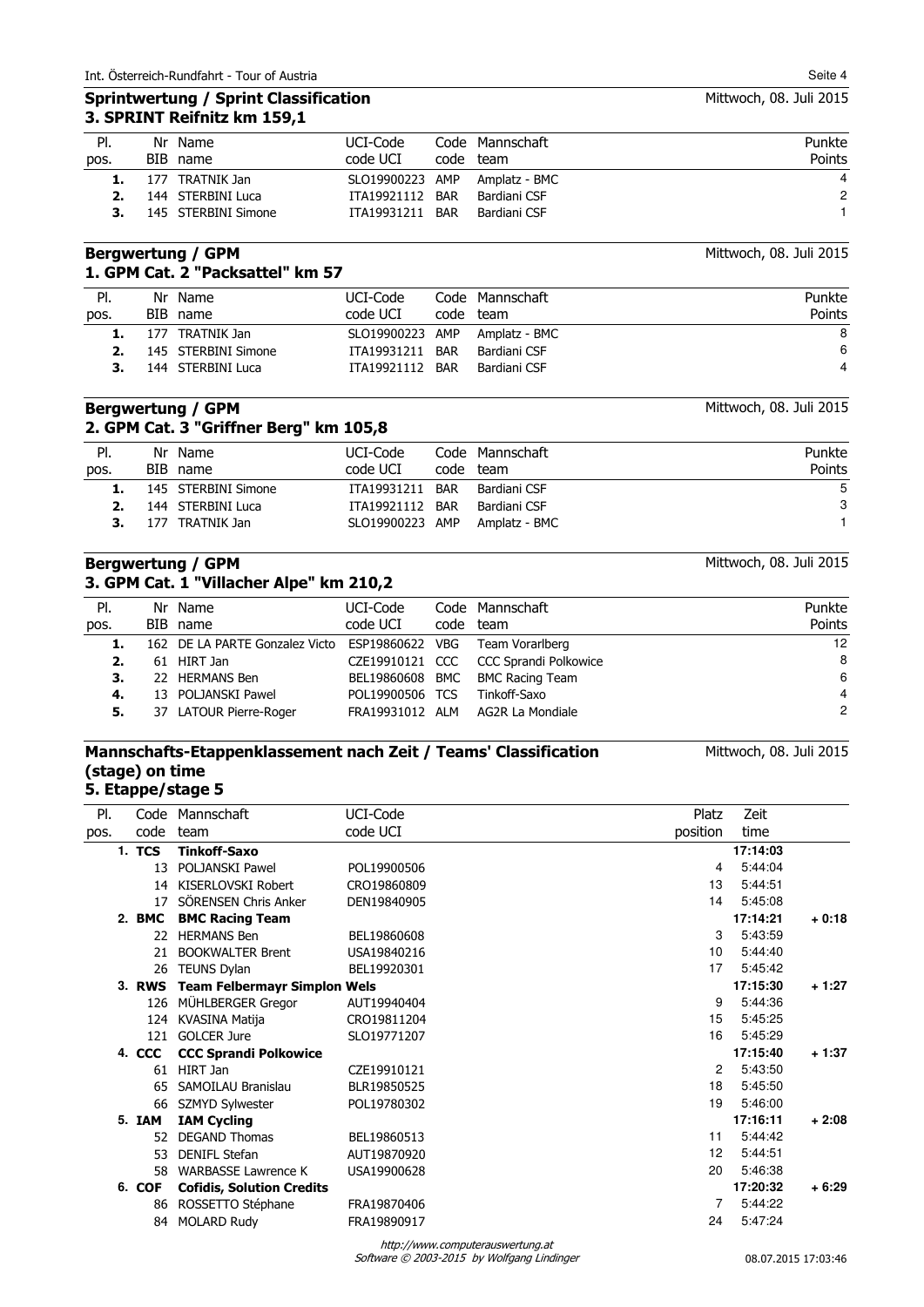## Sprintwertung / Sprint Classification

Mittwoch, 08. Juli 2015

### 3. SPRINT Reifnitz km 159,1

| Pl. pos. | Nr BIB | Name name | UCI-Code code UCI | Code code | Mannschaft team | Punkte Points |
|---|---|---|---|---|---|---|
| 1. | 177 | TRATNIK Jan | SLO19900223 | AMP | Amplatz - BMC | 4 |
| 2. | 144 | STERBINI Luca | ITA19921112 | BAR | Bardiani CSF | 2 |
| 3. | 145 | STERBINI Simone | ITA19931211 | BAR | Bardiani CSF | 1 |

## Bergwertung / GPM

Mittwoch, 08. Juli 2015

### 1. GPM Cat. 2 "Packsattel" km 57

| Pl. pos. | Nr BIB | Name name | UCI-Code code UCI | Code code | Mannschaft team | Punkte Points |
|---|---|---|---|---|---|---|
| 1. | 177 | TRATNIK Jan | SLO19900223 | AMP | Amplatz - BMC | 8 |
| 2. | 145 | STERBINI Simone | ITA19931211 | BAR | Bardiani CSF | 6 |
| 3. | 144 | STERBINI Luca | ITA19921112 | BAR | Bardiani CSF | 4 |

## Bergwertung / GPM

Mittwoch, 08. Juli 2015

### 2. GPM Cat. 3 "Griffner Berg" km 105,8

| Pl. pos. | Nr BIB | Name name | UCI-Code code UCI | Code code | Mannschaft team | Punkte Points |
|---|---|---|---|---|---|---|
| 1. | 145 | STERBINI Simone | ITA19931211 | BAR | Bardiani CSF | 5 |
| 2. | 144 | STERBINI Luca | ITA19921112 | BAR | Bardiani CSF | 3 |
| 3. | 177 | TRATNIK Jan | SLO19900223 | AMP | Amplatz - BMC | 1 |

## Bergwertung / GPM

Mittwoch, 08. Juli 2015

### 3. GPM Cat. 1 "Villacher Alpe" km 210,2

| Pl. pos. | Nr BIB | Name name | UCI-Code code UCI | Code code | Mannschaft team | Punkte Points |
|---|---|---|---|---|---|---|
| 1. | 162 | DE LA PARTE Gonzalez Victo | ESP19860622 | VBG | Team Vorarlberg | 12 |
| 2. | 61 | HIRT Jan | CZE19910121 | CCC | CCC Sprandi Polkowice | 8 |
| 3. | 22 | HERMANS Ben | BEL19860608 | BMC | BMC Racing Team | 6 |
| 4. | 13 | POLJANSKI Pawel | POL19900506 | TCS | Tinkoff-Saxo | 4 |
| 5. | 37 | LATOUR Pierre-Roger | FRA19931012 | ALM | AG2R La Mondiale | 2 |

## Mannschafts-Etappenklassement nach Zeit / Teams' Classification (stage) on time

Mittwoch, 08. Juli 2015

### 5. Etappe/stage 5

| Pl. pos. | Code code | Mannschaft team | UCI-Code code UCI | Platz position | Zeit time | |
|---|---|---|---|---|---|---|
| 1. | TCS | **Tinkoff-Saxo** | | | **17:14:03** | |
| | 13 | POLJANSKI Pawel | POL19900506 | 4 | 5:44:04 | |
| | 14 | KISERLOVSKI Robert | CRO19860809 | 13 | 5:44:51 | |
| | 17 | SÖRENSEN Chris Anker | DEN19840905 | 14 | 5:45:08 | |
| 2. | BMC | **BMC Racing Team** | | | **17:14:21** | **+ 0:18** |
| | 22 | HERMANS Ben | BEL19860608 | 3 | 5:43:59 | |
| | 21 | BOOKWALTER Brent | USA19840216 | 10 | 5:44:40 | |
| | 26 | TEUNS Dylan | BEL19920301 | 17 | 5:45:42 | |
| 3. | RWS | **Team Felbermayr Simplon Wels** | | | **17:15:30** | **+ 1:27** |
| | 126 | MÜHLBERGER Gregor | AUT19940404 | 9 | 5:44:36 | |
| | 124 | KVASINA Matija | CRO19811204 | 15 | 5:45:25 | |
| | 121 | GOLCER Jure | SLO19771207 | 16 | 5:45:29 | |
| 4. | CCC | **CCC Sprandi Polkowice** | | | **17:15:40** | **+ 1:37** |
| | 61 | HIRT Jan | CZE19910121 | 2 | 5:43:50 | |
| | 65 | SAMOILAU Branislau | BLR19850525 | 18 | 5:45:50 | |
| | 66 | SZMYD Sylwester | POL19780302 | 19 | 5:46:00 | |
| 5. | IAM | **IAM Cycling** | | | **17:16:11** | **+ 2:08** |
| | 52 | DEGAND Thomas | BEL19860513 | 11 | 5:44:42 | |
| | 53 | DENIFL Stefan | AUT19870920 | 12 | 5:44:51 | |
| | 58 | WARBASSE Lawrence K | USA19900628 | 20 | 5:46:38 | |
| 6. | COF | **Cofidis, Solution Credits** | | | **17:20:32** | **+ 6:29** |
| | 86 | ROSSETTO Stéphane | FRA19870406 | 7 | 5:44:22 | |
| | 84 | MOLARD Rudy | FRA19890917 | 24 | 5:47:24 | |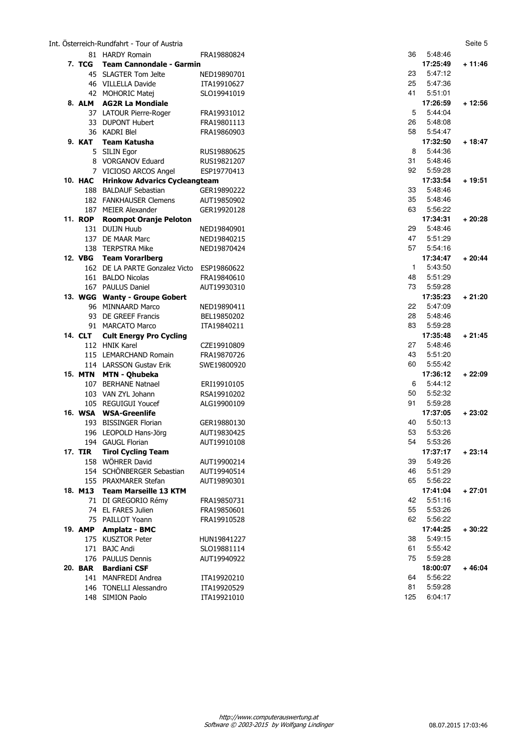| Rank | Team / No. | Name | Code | Pos. | Time | Gap |
|---|---|---|---|---|---|---|
| | 81 | HARDY Romain | FRA19880824 | 36 | 5:48:46 | |
| **7. TCG** | | **Team Cannondale - Garmin** | | | **17:25:49** | **+ 11:46** |
| | 45 | SLAGTER Tom Jelte | NED19890701 | 23 | 5:47:12 | |
| | 46 | VILLELLA Davide | ITA19910627 | 25 | 5:47:36 | |
| | 42 | MOHORIC Matej | SLO19941019 | 41 | 5:51:01 | |
| **8. ALM** | | **AG2R La Mondiale** | | | **17:26:59** | **+ 12:56** |
| | 37 | LATOUR Pierre-Roger | FRA19931012 | 5 | 5:44:04 | |
| | 33 | DUPONT Hubert | FRA19801113 | 26 | 5:48:08 | |
| | 36 | KADRI Blel | FRA19860903 | 58 | 5:54:47 | |
| **9. KAT** | | **Team Katusha** | | | **17:32:50** | **+ 18:47** |
| | 5 | SILIN Egor | RUS19880625 | 8 | 5:44:36 | |
| | 8 | VORGANOV Eduard | RUS19821207 | 31 | 5:48:46 | |
| | 7 | VICIOSO ARCOS Angel | ESP19770413 | 92 | 5:59:28 | |
| **10. HAC** | | **Hrinkow Advarics Cycleangteam** | | | **17:33:54** | **+ 19:51** |
| | 188 | BALDAUF Sebastian | GER19890222 | 33 | 5:48:46 | |
| | 182 | FANKHAUSER Clemens | AUT19850902 | 35 | 5:48:46 | |
| | 187 | MEIER Alexander | GER19920128 | 63 | 5:56:22 | |
| **11. ROP** | | **Roompot Oranje Peloton** | | | **17:34:31** | **+ 20:28** |
| | 131 | DUIJN Huub | NED19840901 | 29 | 5:48:46 | |
| | 137 | DE MAAR Marc | NED19840215 | 47 | 5:51:29 | |
| | 138 | TERPSTRA Mike | NED19870424 | 57 | 5:54:16 | |
| **12. VBG** | | **Team Vorarlberg** | | | **17:34:47** | **+ 20:44** |
| | 162 | DE LA PARTE Gonzalez Victo | ESP19860622 | 1 | 5:43:50 | |
| | 161 | BALDO Nicolas | FRA19840610 | 48 | 5:51:29 | |
| | 167 | PAULUS Daniel | AUT19930310 | 73 | 5:59:28 | |
| **13. WGG** | | **Wanty - Groupe Gobert** | | | **17:35:23** | **+ 21:20** |
| | 96 | MINNAARD Marco | NED19890411 | 22 | 5:47:09 | |
| | 93 | DE GREEF Francis | BEL19850202 | 28 | 5:48:46 | |
| | 91 | MARCATO Marco | ITA19840211 | 83 | 5:59:28 | |
| **14. CLT** | | **Cult Energy Pro Cycling** | | | **17:35:48** | **+ 21:45** |
| | 112 | HNIK Karel | CZE19910809 | 27 | 5:48:46 | |
| | 115 | LEMARCHAND Romain | FRA19870726 | 43 | 5:51:20 | |
| | 114 | LARSSON Gustav Erik | SWE19800920 | 60 | 5:55:42 | |
| **15. MTN** | | **MTN - Qhubeka** | | | **17:36:12** | **+ 22:09** |
| | 107 | BERHANE Natnael | ERI19910105 | 6 | 5:44:12 | |
| | 103 | VAN ZYL Johann | RSA19910202 | 50 | 5:52:32 | |
| | 105 | REGUIGUI Youcef | ALG19900109 | 91 | 5:59:28 | |
| **16. WSA** | | **WSA-Greenlife** | | | **17:37:05** | **+ 23:02** |
| | 193 | BISSINGER Florian | GER19880130 | 40 | 5:50:13 | |
| | 196 | LEOPOLD Hans-Jörg | AUT19830425 | 53 | 5:53:26 | |
| | 194 | GAUGL Florian | AUT19910108 | 54 | 5:53:26 | |
| **17. TIR** | | **Tirol Cycling Team** | | | **17:37:17** | **+ 23:14** |
| | 158 | WÖHRER David | AUT19900214 | 39 | 5:49:26 | |
| | 154 | SCHÖNBERGER Sebastian | AUT19940514 | 46 | 5:51:29 | |
| | 155 | PRAXMARER Stefan | AUT19890301 | 65 | 5:56:22 | |
| **18. M13** | | **Team Marseille 13 KTM** | | | **17:41:04** | **+ 27:01** |
| | 71 | DI GREGORIO Rémy | FRA19850731 | 42 | 5:51:16 | |
| | 74 | EL FARES Julien | FRA19850601 | 55 | 5:53:26 | |
| | 75 | PAILLOT Yoann | FRA19910528 | 62 | 5:56:22 | |
| **19. AMP** | | **Amplatz - BMC** | | | **17:44:25** | **+ 30:22** |
| | 175 | KUSZTOR Peter | HUN19841227 | 38 | 5:49:15 | |
| | 171 | BAJC Andi | SLO19881114 | 61 | 5:55:42 | |
| | 176 | PAULUS Dennis | AUT19940922 | 75 | 5:59:28 | |
| **20. BAR** | | **Bardiani CSF** | | | **18:00:07** | **+ 46:04** |
| | 141 | MANFREDI Andrea | ITA19920210 | 64 | 5:56:22 | |
| | 146 | TONELLI Alessandro | ITA19920529 | 81 | 5:59:28 | |
| | 148 | SIMION Paolo | ITA19921010 | 125 | 6:04:17 | |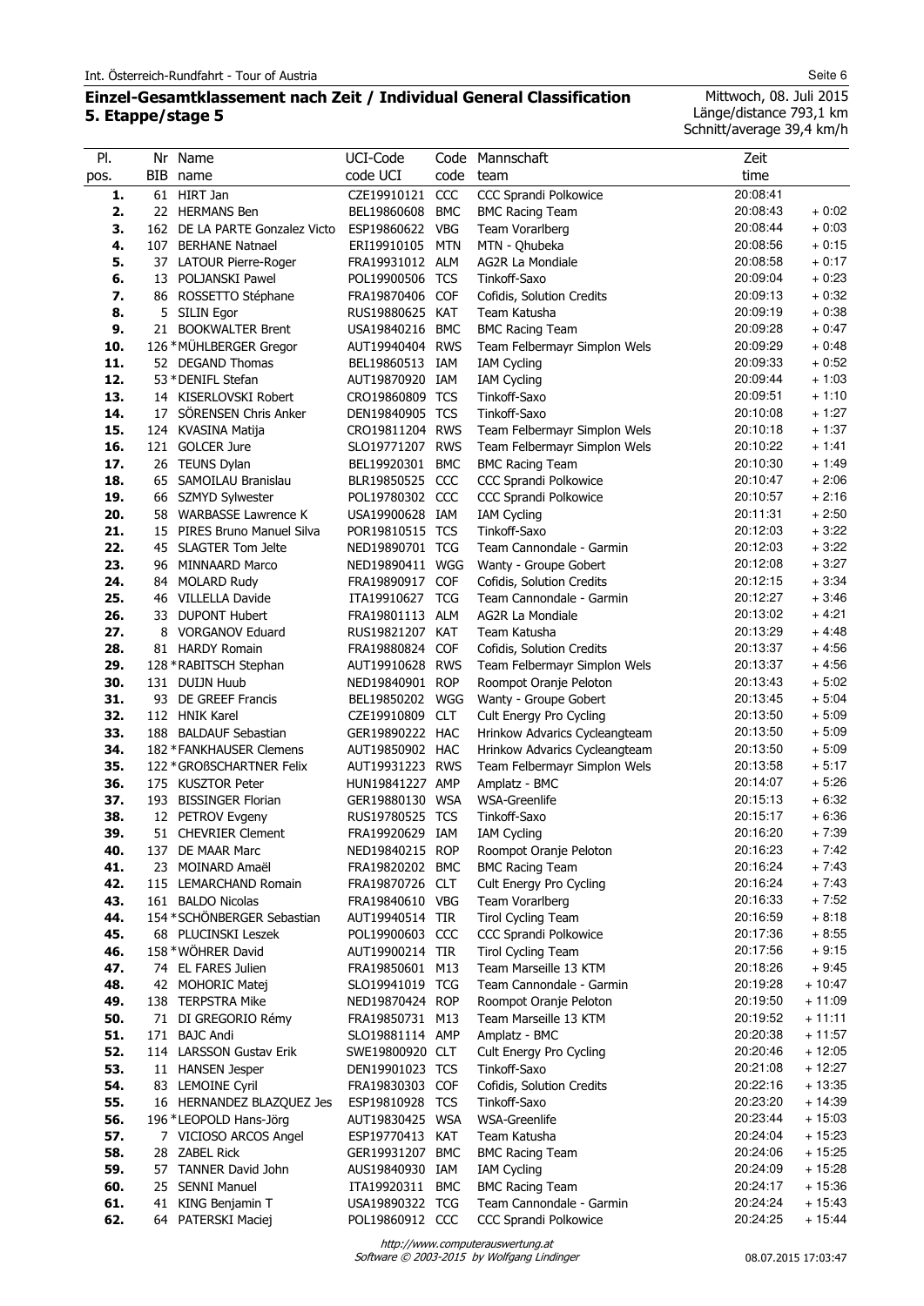## Einzel-Gesamtklassement nach Zeit / Individual General Classification
## 5. Etappe/stage 5

Mittwoch, 08. Juli 2015
Länge/distance 793,1 km
Schnitt/average 39,4 km/h

| Pl. pos. | Nr BIB | Name name | UCI-Code code UCI | Code code | Mannschaft team | Zeit time | |
|---|---|---|---|---|---|---|---|
| 1. | 61 | HIRT Jan | CZE19910121 | CCC | CCC Sprandi Polkowice | 20:08:41 | |
| 2. | 22 | HERMANS Ben | BEL19860608 | BMC | BMC Racing Team | 20:08:43 | + 0:02 |
| 3. | 162 | DE LA PARTE Gonzalez Victo | ESP19860622 | VBG | Team Vorarlberg | 20:08:44 | + 0:03 |
| 4. | 107 | BERHANE Natnael | ERI19910105 | MTN | MTN - Qhubeka | 20:08:56 | + 0:15 |
| 5. | 37 | LATOUR Pierre-Roger | FRA19931012 | ALM | AG2R La Mondiale | 20:08:58 | + 0:17 |
| 6. | 13 | POLJANSKI Pawel | POL19900506 | TCS | Tinkoff-Saxo | 20:09:04 | + 0:23 |
| 7. | 86 | ROSSETTO Stéphane | FRA19870406 | COF | Cofidis, Solution Credits | 20:09:13 | + 0:32 |
| 8. | 5 | SILIN Egor | RUS19880625 | KAT | Team Katusha | 20:09:19 | + 0:38 |
| 9. | 21 | BOOKWALTER Brent | USA19840216 | BMC | BMC Racing Team | 20:09:28 | + 0:47 |
| 10. | 126 | * MÜHLBERGER Gregor | AUT19940404 | RWS | Team Felbermayr Simplon Wels | 20:09:29 | + 0:48 |
| 11. | 52 | DEGAND Thomas | BEL19860513 | IAM | IAM Cycling | 20:09:33 | + 0:52 |
| 12. | 53 | * DENIFL Stefan | AUT19870920 | IAM | IAM Cycling | 20:09:44 | + 1:03 |
| 13. | 14 | KISERLOVSKI Robert | CRO19860809 | TCS | Tinkoff-Saxo | 20:09:51 | + 1:10 |
| 14. | 17 | SÖRENSEN Chris Anker | DEN19840905 | TCS | Tinkoff-Saxo | 20:10:08 | + 1:27 |
| 15. | 124 | KVASINA Matija | CRO19811204 | RWS | Team Felbermayr Simplon Wels | 20:10:18 | + 1:37 |
| 16. | 121 | GOLCER Jure | SLO19771207 | RWS | Team Felbermayr Simplon Wels | 20:10:22 | + 1:41 |
| 17. | 26 | TEUNS Dylan | BEL19920301 | BMC | BMC Racing Team | 20:10:30 | + 1:49 |
| 18. | 65 | SAMOILAU Branislau | BLR19850525 | CCC | CCC Sprandi Polkowice | 20:10:47 | + 2:06 |
| 19. | 66 | SZMYD Sylwester | POL19780302 | CCC | CCC Sprandi Polkowice | 20:10:57 | + 2:16 |
| 20. | 58 | WARBASSE Lawrence K | USA19900628 | IAM | IAM Cycling | 20:11:31 | + 2:50 |
| 21. | 15 | PIRES Bruno Manuel Silva | POR19810515 | TCS | Tinkoff-Saxo | 20:12:03 | + 3:22 |
| 22. | 45 | SLAGTER Tom Jelte | NED19890701 | TCG | Team Cannondale - Garmin | 20:12:03 | + 3:22 |
| 23. | 96 | MINNAARD Marco | NED19890411 | WGG | Wanty - Groupe Gobert | 20:12:08 | + 3:27 |
| 24. | 84 | MOLARD Rudy | FRA19890917 | COF | Cofidis, Solution Credits | 20:12:15 | + 3:34 |
| 25. | 46 | VILLELLA Davide | ITA19910627 | TCG | Team Cannondale - Garmin | 20:12:27 | + 3:46 |
| 26. | 33 | DUPONT Hubert | FRA19801113 | ALM | AG2R La Mondiale | 20:13:02 | + 4:21 |
| 27. | 8 | VORGANOV Eduard | RUS19821207 | KAT | Team Katusha | 20:13:29 | + 4:48 |
| 28. | 81 | HARDY Romain | FRA19880824 | COF | Cofidis, Solution Credits | 20:13:37 | + 4:56 |
| 29. | 128 | * RABITSCH Stephan | AUT19910628 | RWS | Team Felbermayr Simplon Wels | 20:13:37 | + 4:56 |
| 30. | 131 | DUIJN Huub | NED19840901 | ROP | Roompot Oranje Peloton | 20:13:43 | + 5:02 |
| 31. | 93 | DE GREEF Francis | BEL19850202 | WGG | Wanty - Groupe Gobert | 20:13:45 | + 5:04 |
| 32. | 112 | HNIK Karel | CZE19910809 | CLT | Cult Energy Pro Cycling | 20:13:50 | + 5:09 |
| 33. | 188 | BALDAUF Sebastian | GER19890222 | HAC | Hrinkow Advarics Cycleangteam | 20:13:50 | + 5:09 |
| 34. | 182 | * FANKHAUSER Clemens | AUT19850902 | HAC | Hrinkow Advarics Cycleangteam | 20:13:50 | + 5:09 |
| 35. | 122 | * GROßSCHARTNER Felix | AUT19931223 | RWS | Team Felbermayr Simplon Wels | 20:13:58 | + 5:17 |
| 36. | 175 | KUSZTOR Peter | HUN19841227 | AMP | Amplatz - BMC | 20:14:07 | + 5:26 |
| 37. | 193 | BISSINGER Florian | GER19880130 | WSA | WSA-Greenlife | 20:15:13 | + 6:32 |
| 38. | 12 | PETROV Evgeny | RUS19780525 | TCS | Tinkoff-Saxo | 20:15:17 | + 6:36 |
| 39. | 51 | CHEVRIER Clement | FRA19920629 | IAM | IAM Cycling | 20:16:20 | + 7:39 |
| 40. | 137 | DE MAAR Marc | NED19840215 | ROP | Roompot Oranje Peloton | 20:16:23 | + 7:42 |
| 41. | 23 | MOINARD Amaël | FRA19820202 | BMC | BMC Racing Team | 20:16:24 | + 7:43 |
| 42. | 115 | LEMARCHAND Romain | FRA19870726 | CLT | Cult Energy Pro Cycling | 20:16:24 | + 7:43 |
| 43. | 161 | BALDO Nicolas | FRA19840610 | VBG | Team Vorarlberg | 20:16:33 | + 7:52 |
| 44. | 154 | * SCHÖNBERGER Sebastian | AUT19940514 | TIR | Tirol Cycling Team | 20:16:59 | + 8:18 |
| 45. | 68 | PLUCINSKI Leszek | POL19900603 | CCC | CCC Sprandi Polkowice | 20:17:36 | + 8:55 |
| 46. | 158 | * WÖHRER David | AUT19900214 | TIR | Tirol Cycling Team | 20:17:56 | + 9:15 |
| 47. | 74 | EL FARES Julien | FRA19850601 | M13 | Team Marseille 13 KTM | 20:18:26 | + 9:45 |
| 48. | 42 | MOHORIC Matej | SLO19941019 | TCG | Team Cannondale - Garmin | 20:19:28 | + 10:47 |
| 49. | 138 | TERPSTRA Mike | NED19870424 | ROP | Roompot Oranje Peloton | 20:19:50 | + 11:09 |
| 50. | 71 | DI GREGORIO Rémy | FRA19850731 | M13 | Team Marseille 13 KTM | 20:19:52 | + 11:11 |
| 51. | 171 | BAJC Andi | SLO19881114 | AMP | Amplatz - BMC | 20:20:38 | + 11:57 |
| 52. | 114 | LARSSON Gustav Erik | SWE19800920 | CLT | Cult Energy Pro Cycling | 20:20:46 | + 12:05 |
| 53. | 11 | HANSEN Jesper | DEN19901023 | TCS | Tinkoff-Saxo | 20:21:08 | + 12:27 |
| 54. | 83 | LEMOINE Cyril | FRA19830303 | COF | Cofidis, Solution Credits | 20:22:16 | + 13:35 |
| 55. | 16 | HERNANDEZ BLAZQUEZ Jes | ESP19810928 | TCS | Tinkoff-Saxo | 20:23:20 | + 14:39 |
| 56. | 196 | * LEOPOLD Hans-Jörg | AUT19830425 | WSA | WSA-Greenlife | 20:23:44 | + 15:03 |
| 57. | 7 | VICIOSO ARCOS Angel | ESP19770413 | KAT | Team Katusha | 20:24:04 | + 15:23 |
| 58. | 28 | ZABEL Rick | GER19931207 | BMC | BMC Racing Team | 20:24:06 | + 15:25 |
| 59. | 57 | TANNER David John | AUS19840930 | IAM | IAM Cycling | 20:24:09 | + 15:28 |
| 60. | 25 | SENNI Manuel | ITA19920311 | BMC | BMC Racing Team | 20:24:17 | + 15:36 |
| 61. | 41 | KING Benjamin T | USA19890322 | TCG | Team Cannondale - Garmin | 20:24:24 | + 15:43 |
| 62. | 64 | PATERSKI Maciej | POL19860912 | CCC | CCC Sprandi Polkowice | 20:24:25 | + 15:44 |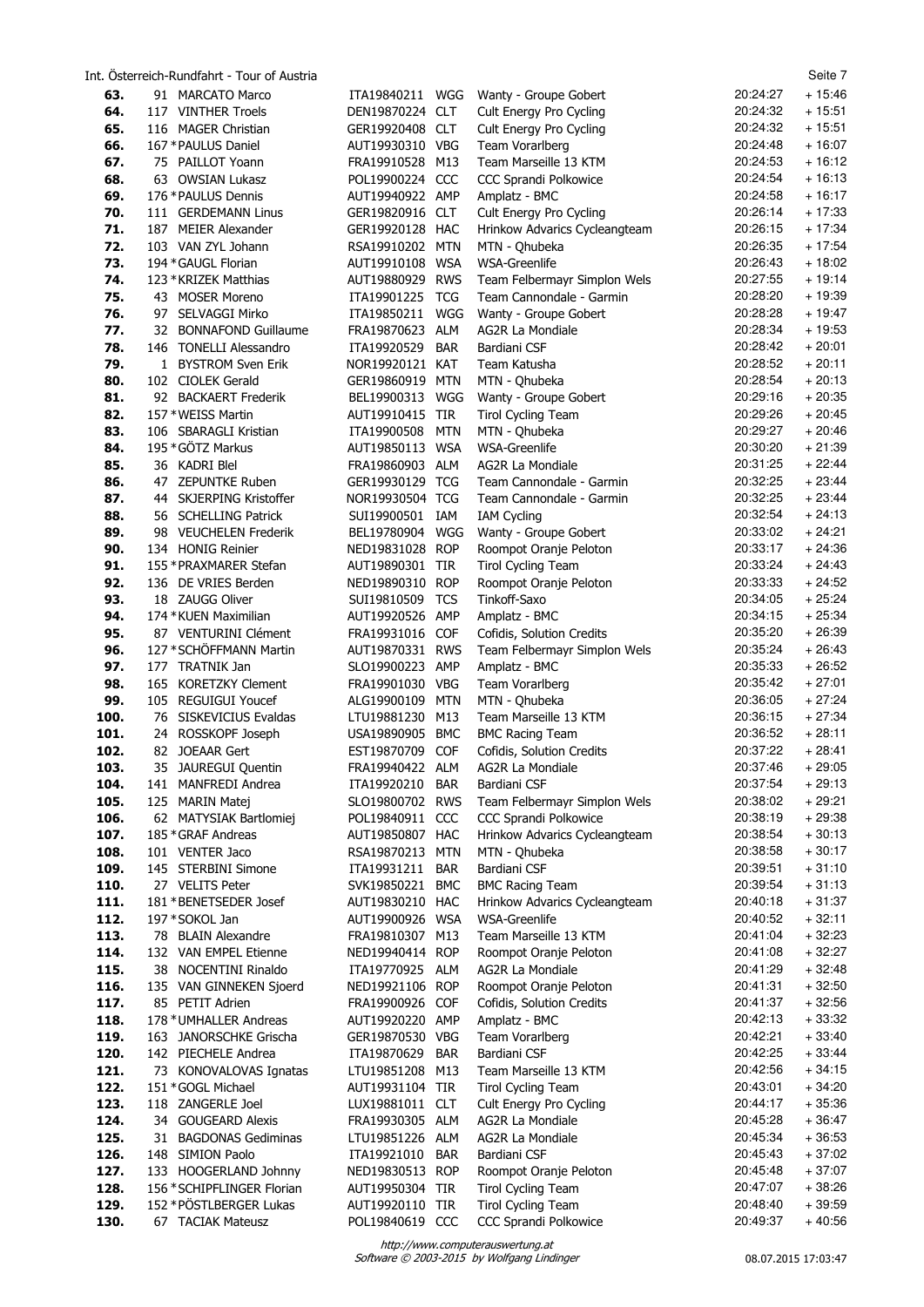Int. Österreich-Rundfahrt - Tour of Austria

| | | | | | | | |
|---|---|---|---|---|---|---|---|
| 63. | 91 | MARCATO Marco | ITA19840211 | WGG | Wanty - Groupe Gobert | 20:24:27 | + 15:46 |
| 64. | 117 | VINTHER Troels | DEN19870224 | CLT | Cult Energy Pro Cycling | 20:24:32 | + 15:51 |
| 65. | 116 | MAGER Christian | GER19920408 | CLT | Cult Energy Pro Cycling | 20:24:32 | + 15:51 |
| 66. | 167 | *PAULUS Daniel | AUT19930310 | VBG | Team Vorarlberg | 20:24:48 | + 16:07 |
| 67. | 75 | PAILLOT Yoann | FRA19910528 | M13 | Team Marseille 13 KTM | 20:24:53 | + 16:12 |
| 68. | 63 | OWSIAN Lukasz | POL19900224 | CCC | CCC Sprandi Polkowice | 20:24:54 | + 16:13 |
| 69. | 176 | *PAULUS Dennis | AUT19940922 | AMP | Amplatz - BMC | 20:24:58 | + 16:17 |
| 70. | 111 | GERDEMANN Linus | GER19820916 | CLT | Cult Energy Pro Cycling | 20:26:14 | + 17:33 |
| 71. | 187 | MEIER Alexander | GER19920128 | HAC | Hrinkow Advarics Cycleangteam | 20:26:15 | + 17:34 |
| 72. | 103 | VAN ZYL Johann | RSA19910202 | MTN | MTN - Qhubeka | 20:26:35 | + 17:54 |
| 73. | 194 | *GAUGL Florian | AUT19910108 | WSA | WSA-Greenlife | 20:26:43 | + 18:02 |
| 74. | 123 | *KRIZEK Matthias | AUT19880929 | RWS | Team Felbermayr Simplon Wels | 20:27:55 | + 19:14 |
| 75. | 43 | MOSER Moreno | ITA19901225 | TCG | Team Cannondale - Garmin | 20:28:20 | + 19:39 |
| 76. | 97 | SELVAGGI Mirko | ITA19850211 | WGG | Wanty - Groupe Gobert | 20:28:28 | + 19:47 |
| 77. | 32 | BONNAFOND Guillaume | FRA19870623 | ALM | AG2R La Mondiale | 20:28:34 | + 19:53 |
| 78. | 146 | TONELLI Alessandro | ITA19920529 | BAR | Bardiani CSF | 20:28:42 | + 20:01 |
| 79. | 1 | BYSTROM Sven Erik | NOR19920121 | KAT | Team Katusha | 20:28:52 | + 20:11 |
| 80. | 102 | CIOLEK Gerald | GER19860919 | MTN | MTN - Qhubeka | 20:28:54 | + 20:13 |
| 81. | 92 | BACKAERT Frederik | BEL19900313 | WGG | Wanty - Groupe Gobert | 20:29:16 | + 20:35 |
| 82. | 157 | *WEISS Martin | AUT19910415 | TIR | Tirol Cycling Team | 20:29:26 | + 20:45 |
| 83. | 106 | SBARAGLI Kristian | ITA19900508 | MTN | MTN - Qhubeka | 20:29:27 | + 20:46 |
| 84. | 195 | *GÖTZ Markus | AUT19850113 | WSA | WSA-Greenlife | 20:30:20 | + 21:39 |
| 85. | 36 | KADRI Blel | FRA19860903 | ALM | AG2R La Mondiale | 20:31:25 | + 22:44 |
| 86. | 47 | ZEPUNTKE Ruben | GER19930129 | TCG | Team Cannondale - Garmin | 20:32:25 | + 23:44 |
| 87. | 44 | SKJERPING Kristoffer | NOR19930504 | TCG | Team Cannondale - Garmin | 20:32:25 | + 23:44 |
| 88. | 56 | SCHELLING Patrick | SUI19900501 | IAM | IAM Cycling | 20:32:54 | + 24:13 |
| 89. | 98 | VEUCHELEN Frederik | BEL19780904 | WGG | Wanty - Groupe Gobert | 20:33:02 | + 24:21 |
| 90. | 134 | HONIG Reinier | NED19831028 | ROP | Roompot Oranje Peloton | 20:33:17 | + 24:36 |
| 91. | 155 | *PRAXMARER Stefan | AUT19890301 | TIR | Tirol Cycling Team | 20:33:24 | + 24:43 |
| 92. | 136 | DE VRIES Berden | NED19890310 | ROP | Roompot Oranje Peloton | 20:33:33 | + 24:52 |
| 93. | 18 | ZAUGG Oliver | SUI19810509 | TCS | Tinkoff-Saxo | 20:34:05 | + 25:24 |
| 94. | 174 | *KUEN Maximilian | AUT19920526 | AMP | Amplatz - BMC | 20:34:15 | + 25:34 |
| 95. | 87 | VENTURINI Clément | FRA19931016 | COF | Cofidis, Solution Credits | 20:35:20 | + 26:39 |
| 96. | 127 | *SCHÖFFMANN Martin | AUT19870331 | RWS | Team Felbermayr Simplon Wels | 20:35:24 | + 26:43 |
| 97. | 177 | TRATNIK Jan | SLO19900223 | AMP | Amplatz - BMC | 20:35:33 | + 26:52 |
| 98. | 165 | KORETZKY Clement | FRA19901030 | VBG | Team Vorarlberg | 20:35:42 | + 27:01 |
| 99. | 105 | REGUIGUI Youcef | ALG19900109 | MTN | MTN - Qhubeka | 20:36:05 | + 27:24 |
| 100. | 76 | SISKEVICIUS Evaldas | LTU19881230 | M13 | Team Marseille 13 KTM | 20:36:15 | + 27:34 |
| 101. | 24 | ROSSKOPF Joseph | USA19890905 | BMC | BMC Racing Team | 20:36:52 | + 28:11 |
| 102. | 82 | JOEAAR Gert | EST19870709 | COF | Cofidis, Solution Credits | 20:37:22 | + 28:41 |
| 103. | 35 | JAUREGUI Quentin | FRA19940422 | ALM | AG2R La Mondiale | 20:37:46 | + 29:05 |
| 104. | 141 | MANFREDI Andrea | ITA19920210 | BAR | Bardiani CSF | 20:37:54 | + 29:13 |
| 105. | 125 | MARIN Matej | SLO19800702 | RWS | Team Felbermayr Simplon Wels | 20:38:02 | + 29:21 |
| 106. | 62 | MATYSIAK Bartlomiej | POL19840911 | CCC | CCC Sprandi Polkowice | 20:38:19 | + 29:38 |
| 107. | 185 | *GRAF Andreas | AUT19850807 | HAC | Hrinkow Advarics Cycleangteam | 20:38:54 | + 30:13 |
| 108. | 101 | VENTER Jaco | RSA19870213 | MTN | MTN - Qhubeka | 20:38:58 | + 30:17 |
| 109. | 145 | STERBINI Simone | ITA19931211 | BAR | Bardiani CSF | 20:39:51 | + 31:10 |
| 110. | 27 | VELITS Peter | SVK19850221 | BMC | BMC Racing Team | 20:39:54 | + 31:13 |
| 111. | 181 | *BENETSEDER Josef | AUT19830210 | HAC | Hrinkow Advarics Cycleangteam | 20:40:18 | + 31:37 |
| 112. | 197 | *SOKOL Jan | AUT19900926 | WSA | WSA-Greenlife | 20:40:52 | + 32:11 |
| 113. | 78 | BLAIN Alexandre | FRA19810307 | M13 | Team Marseille 13 KTM | 20:41:04 | + 32:23 |
| 114. | 132 | VAN EMPEL Etienne | NED19940414 | ROP | Roompot Oranje Peloton | 20:41:08 | + 32:27 |
| 115. | 38 | NOCENTINI Rinaldo | ITA19770925 | ALM | AG2R La Mondiale | 20:41:29 | + 32:48 |
| 116. | 135 | VAN GINNEKEN Sjoerd | NED19921106 | ROP | Roompot Oranje Peloton | 20:41:31 | + 32:50 |
| 117. | 85 | PETIT Adrien | FRA19900926 | COF | Cofidis, Solution Credits | 20:41:37 | + 32:56 |
| 118. | 178 | *UMHALLER Andreas | AUT19920220 | AMP | Amplatz - BMC | 20:42:13 | + 33:32 |
| 119. | 163 | JANORSCHKE Grischa | GER19870530 | VBG | Team Vorarlberg | 20:42:21 | + 33:40 |
| 120. | 142 | PIECHELE Andrea | ITA19870629 | BAR | Bardiani CSF | 20:42:25 | + 33:44 |
| 121. | 73 | KONOVALOVAS Ignatas | LTU19851208 | M13 | Team Marseille 13 KTM | 20:42:56 | + 34:15 |
| 122. | 151 | *GOGL Michael | AUT19931104 | TIR | Tirol Cycling Team | 20:43:01 | + 34:20 |
| 123. | 118 | ZANGERLE Joel | LUX19881011 | CLT | Cult Energy Pro Cycling | 20:44:17 | + 35:36 |
| 124. | 34 | GOUGEARD Alexis | FRA19930305 | ALM | AG2R La Mondiale | 20:45:28 | + 36:47 |
| 125. | 31 | BAGDONAS Gediminas | LTU19851226 | ALM | AG2R La Mondiale | 20:45:34 | + 36:53 |
| 126. | 148 | SIMION Paolo | ITA19921010 | BAR | Bardiani CSF | 20:45:43 | + 37:02 |
| 127. | 133 | HOOGERLAND Johnny | NED19830513 | ROP | Roompot Oranje Peloton | 20:45:48 | + 37:07 |
| 128. | 156 | *SCHIPFLINGER Florian | AUT19950304 | TIR | Tirol Cycling Team | 20:47:07 | + 38:26 |
| 129. | 152 | *PÖSTLBERGER Lukas | AUT19920110 | TIR | Tirol Cycling Team | 20:48:40 | + 39:59 |
| 130. | 67 | TACIAK Mateusz | POL19840619 | CCC | CCC Sprandi Polkowice | 20:49:37 | + 40:56 |

http://www.computerauswertung.at
Software © 2003-2015 by Wolfgang Lindinger

08.07.2015 17:03:47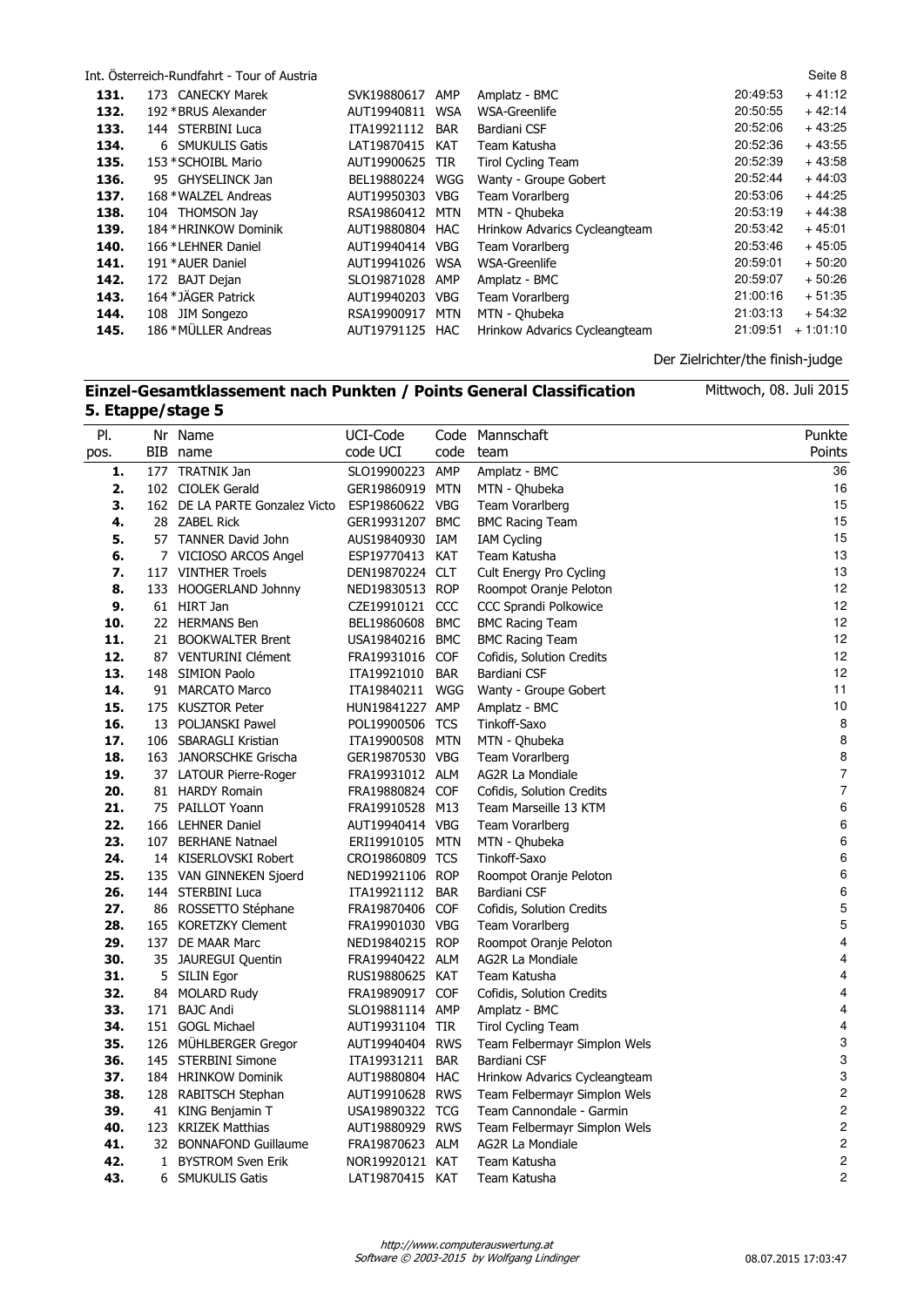| | | | | | | |
|---|---|---|---|---|---|---|
| **131.** | 173 CANECKY Marek | SVK19880617 | AMP | Amplatz - BMC | 20:49:53 | + 41:12 |
| **132.** | 192 *BRUS Alexander | AUT19940811 | WSA | WSA-Greenlife | 20:50:55 | + 42:14 |
| **133.** | 144 STERBINI Luca | ITA19921112 | BAR | Bardiani CSF | 20:52:06 | + 43:25 |
| **134.** | 6 SMUKULIS Gatis | LAT19870415 | KAT | Team Katusha | 20:52:36 | + 43:55 |
| **135.** | 153 *SCHOIBL Mario | AUT19900625 | TIR | Tirol Cycling Team | 20:52:39 | + 43:58 |
| **136.** | 95 GHYSELINCK Jan | BEL19880224 | WGG | Wanty - Groupe Gobert | 20:52:44 | + 44:03 |
| **137.** | 168 *WALZEL Andreas | AUT19950303 | VBG | Team Vorarlberg | 20:53:06 | + 44:25 |
| **138.** | 104 THOMSON Jay | RSA19860412 | MTN | MTN - Qhubeka | 20:53:19 | + 44:38 |
| **139.** | 184 *HRINKOW Dominik | AUT19880804 | HAC | Hrinkow Advarics Cycleangteam | 20:53:42 | + 45:01 |
| **140.** | 166 *LEHNER Daniel | AUT19940414 | VBG | Team Vorarlberg | 20:53:46 | + 45:05 |
| **141.** | 191 *AUER Daniel | AUT19941026 | WSA | WSA-Greenlife | 20:59:01 | + 50:20 |
| **142.** | 172 BAJT Dejan | SLO19871028 | AMP | Amplatz - BMC | 20:59:07 | + 50:26 |
| **143.** | 164 *JÄGER Patrick | AUT19940203 | VBG | Team Vorarlberg | 21:00:16 | + 51:35 |
| **144.** | 108 JIM Songezo | RSA19900917 | MTN | MTN - Qhubeka | 21:03:13 | + 54:32 |
| **145.** | 186 *MÜLLER Andreas | AUT19791125 | HAC | Hrinkow Advarics Cycleangteam | 21:09:51 | + 1:01:10 |

Der Zielrichter/the finish-judge

## Einzel-Gesamtklassement nach Punkten / Points General Classification
## 5. Etappe/stage 5

Mittwoch, 08. Juli 2015

| Pl. pos. | Nr BIB | Name name | UCI-Code code UCI | Code code | Mannschaft team | Punkte Points |
|---|---|---|---|---|---|---|
| **1.** | 177 | TRATNIK Jan | SLO19900223 | AMP | Amplatz - BMC | 36 |
| **2.** | 102 | CIOLEK Gerald | GER19860919 | MTN | MTN - Qhubeka | 16 |
| **3.** | 162 | DE LA PARTE Gonzalez Victo | ESP19860622 | VBG | Team Vorarlberg | 15 |
| **4.** | 28 | ZABEL Rick | GER19931207 | BMC | BMC Racing Team | 15 |
| **5.** | 57 | TANNER David John | AUS19840930 | IAM | IAM Cycling | 15 |
| **6.** | 7 | VICIOSO ARCOS Angel | ESP19770413 | KAT | Team Katusha | 13 |
| **7.** | 117 | VINTHER Troels | DEN19870224 | CLT | Cult Energy Pro Cycling | 13 |
| **8.** | 133 | HOOGERLAND Johnny | NED19830513 | ROP | Roompot Oranje Peloton | 12 |
| **9.** | 61 | HIRT Jan | CZE19910121 | CCC | CCC Sprandi Polkowice | 12 |
| **10.** | 22 | HERMANS Ben | BEL19860608 | BMC | BMC Racing Team | 12 |
| **11.** | 21 | BOOKWALTER Brent | USA19840216 | BMC | BMC Racing Team | 12 |
| **12.** | 87 | VENTURINI Clément | FRA19931016 | COF | Cofidis, Solution Credits | 12 |
| **13.** | 148 | SIMION Paolo | ITA19921010 | BAR | Bardiani CSF | 12 |
| **14.** | 91 | MARCATO Marco | ITA19840211 | WGG | Wanty - Groupe Gobert | 11 |
| **15.** | 175 | KUSZTOR Peter | HUN19841227 | AMP | Amplatz - BMC | 10 |
| **16.** | 13 | POLJANSKI Pawel | POL19900506 | TCS | Tinkoff-Saxo | 8 |
| **17.** | 106 | SBARAGLI Kristian | ITA19900508 | MTN | MTN - Qhubeka | 8 |
| **18.** | 163 | JANORSCHKE Grischa | GER19870530 | VBG | Team Vorarlberg | 8 |
| **19.** | 37 | LATOUR Pierre-Roger | FRA19931012 | ALM | AG2R La Mondiale | 7 |
| **20.** | 81 | HARDY Romain | FRA19880824 | COF | Cofidis, Solution Credits | 7 |
| **21.** | 75 | PAILLOT Yoann | FRA19910528 | M13 | Team Marseille 13 KTM | 6 |
| **22.** | 166 | LEHNER Daniel | AUT19940414 | VBG | Team Vorarlberg | 6 |
| **23.** | 107 | BERHANE Natnael | ERI19910105 | MTN | MTN - Qhubeka | 6 |
| **24.** | 14 | KISERLOVSKI Robert | CRO19860809 | TCS | Tinkoff-Saxo | 6 |
| **25.** | 135 | VAN GINNEKEN Sjoerd | NED19921106 | ROP | Roompot Oranje Peloton | 6 |
| **26.** | 144 | STERBINI Luca | ITA19921112 | BAR | Bardiani CSF | 6 |
| **27.** | 86 | ROSSETTO Stéphane | FRA19870406 | COF | Cofidis, Solution Credits | 5 |
| **28.** | 165 | KORETZKY Clement | FRA19901030 | VBG | Team Vorarlberg | 5 |
| **29.** | 137 | DE MAAR Marc | NED19840215 | ROP | Roompot Oranje Peloton | 4 |
| **30.** | 35 | JAUREGUI Quentin | FRA19940422 | ALM | AG2R La Mondiale | 4 |
| **31.** | 5 | SILIN Egor | RUS19880625 | KAT | Team Katusha | 4 |
| **32.** | 84 | MOLARD Rudy | FRA19890917 | COF | Cofidis, Solution Credits | 4 |
| **33.** | 171 | BAJC Andi | SLO19881114 | AMP | Amplatz - BMC | 4 |
| **34.** | 151 | GOGL Michael | AUT19931104 | TIR | Tirol Cycling Team | 4 |
| **35.** | 126 | MÜHLBERGER Gregor | AUT19940404 | RWS | Team Felbermayr Simplon Wels | 3 |
| **36.** | 145 | STERBINI Simone | ITA19931211 | BAR | Bardiani CSF | 3 |
| **37.** | 184 | HRINKOW Dominik | AUT19880804 | HAC | Hrinkow Advarics Cycleangteam | 3 |
| **38.** | 128 | RABITSCH Stephan | AUT19910628 | RWS | Team Felbermayr Simplon Wels | 2 |
| **39.** | 41 | KING Benjamin T | USA19890322 | TCG | Team Cannondale - Garmin | 2 |
| **40.** | 123 | KRIZEK Matthias | AUT19880929 | RWS | Team Felbermayr Simplon Wels | 2 |
| **41.** | 32 | BONNAFOND Guillaume | FRA19870623 | ALM | AG2R La Mondiale | 2 |
| **42.** | 1 | BYSTROM Sven Erik | NOR19920121 | KAT | Team Katusha | 2 |
| **43.** | 6 | SMUKULIS Gatis | LAT19870415 | KAT | Team Katusha | 2 |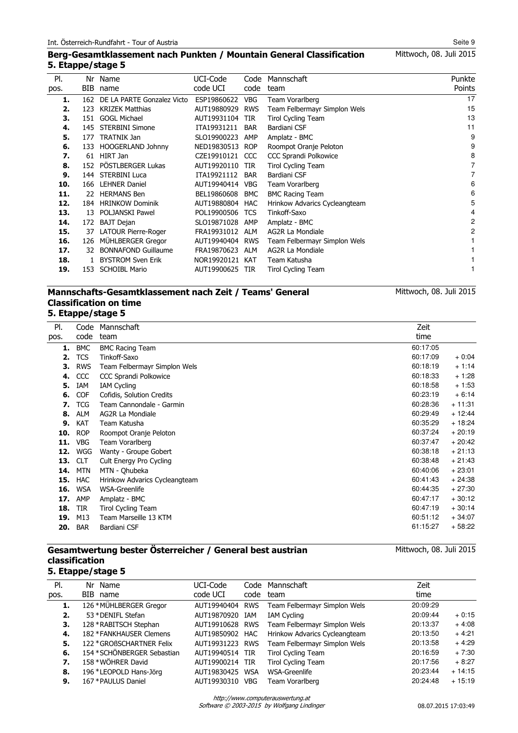## Berg-Gesamtklassement nach Punkten / Mountain General Classification
### 5. Etappe/stage 5

Mittwoch, 08. Juli 2015

| Pl. pos. | Nr BIB | Name name | UCI-Code code UCI | Code code | Mannschaft team | Punkte Points |
|---|---|---|---|---|---|---|
| **1.** | 162 | DE LA PARTE Gonzalez Victo | ESP19860622 | VBG | Team Vorarlberg | 17 |
| **2.** | 123 | KRIZEK Matthias | AUT19880929 | RWS | Team Felbermayr Simplon Wels | 15 |
| **3.** | 151 | GOGL Michael | AUT19931104 | TIR | Tirol Cycling Team | 13 |
| **4.** | 145 | STERBINI Simone | ITA19931211 | BAR | Bardiani CSF | 11 |
| **5.** | 177 | TRATNIK Jan | SLO19900223 | AMP | Amplatz - BMC | 9 |
| **6.** | 133 | HOOGERLAND Johnny | NED19830513 | ROP | Roompot Oranje Peloton | 9 |
| **7.** | 61 | HIRT Jan | CZE19910121 | CCC | CCC Sprandi Polkowice | 8 |
| **8.** | 152 | PÖSTLBERGER Lukas | AUT19920110 | TIR | Tirol Cycling Team | 7 |
| **9.** | 144 | STERBINI Luca | ITA19921112 | BAR | Bardiani CSF | 7 |
| **10.** | 166 | LEHNER Daniel | AUT19940414 | VBG | Team Vorarlberg | 6 |
| **11.** | 22 | HERMANS Ben | BEL19860608 | BMC | BMC Racing Team | 6 |
| **12.** | 184 | HRINKOW Dominik | AUT19880804 | HAC | Hrinkow Advarics Cycleangteam | 5 |
| **13.** | 13 | POLJANSKI Pawel | POL19900506 | TCS | Tinkoff-Saxo | 4 |
| **14.** | 172 | BAJT Dejan | SLO19871028 | AMP | Amplatz - BMC | 2 |
| **15.** | 37 | LATOUR Pierre-Roger | FRA19931012 | ALM | AG2R La Mondiale | 2 |
| **16.** | 126 | MÜHLBERGER Gregor | AUT19940404 | RWS | Team Felbermayr Simplon Wels | 1 |
| **17.** | 32 | BONNAFOND Guillaume | FRA19870623 | ALM | AG2R La Mondiale | 1 |
| **18.** | 1 | BYSTROM Sven Erik | NOR19920121 | KAT | Team Katusha | 1 |
| **19.** | 153 | SCHOIBL Mario | AUT19900625 | TIR | Tirol Cycling Team | 1 |

## Mannschafts-Gesamtklassement nach Zeit / Teams' General Classification on time
### 5. Etappe/stage 5

Mittwoch, 08. Juli 2015

| Pl. pos. | Code code | Mannschaft team | Zeit time | |
|---|---|---|---|---|
| **1.** | BMC | BMC Racing Team | 60:17:05 | |
| **2.** | TCS | Tinkoff-Saxo | 60:17:09 | + 0:04 |
| **3.** | RWS | Team Felbermayr Simplon Wels | 60:18:19 | + 1:14 |
| **4.** | CCC | CCC Sprandi Polkowice | 60:18:33 | + 1:28 |
| **5.** | IAM | IAM Cycling | 60:18:58 | + 1:53 |
| **6.** | COF | Cofidis, Solution Credits | 60:23:19 | + 6:14 |
| **7.** | TCG | Team Cannondale - Garmin | 60:28:36 | + 11:31 |
| **8.** | ALM | AG2R La Mondiale | 60:29:49 | + 12:44 |
| **9.** | KAT | Team Katusha | 60:35:29 | + 18:24 |
| **10.** | ROP | Roompot Oranje Peloton | 60:37:24 | + 20:19 |
| **11.** | VBG | Team Vorarlberg | 60:37:47 | + 20:42 |
| **12.** | WGG | Wanty - Groupe Gobert | 60:38:18 | + 21:13 |
| **13.** | CLT | Cult Energy Pro Cycling | 60:38:48 | + 21:43 |
| **14.** | MTN | MTN - Qhubeka | 60:40:06 | + 23:01 |
| **15.** | HAC | Hrinkow Advarics Cycleangteam | 60:41:43 | + 24:38 |
| **16.** | WSA | WSA-Greenlife | 60:44:35 | + 27:30 |
| **17.** | AMP | Amplatz - BMC | 60:47:17 | + 30:12 |
| **18.** | TIR | Tirol Cycling Team | 60:47:19 | + 30:14 |
| **19.** | M13 | Team Marseille 13 KTM | 60:51:12 | + 34:07 |
| **20.** | BAR | Bardiani CSF | 61:15:27 | + 58:22 |

## Gesamtwertung bester Österreicher / General best austrian classification
### 5. Etappe/stage 5

Mittwoch, 08. Juli 2015

| Pl. pos. | Nr BIB | Name name | UCI-Code code UCI | Code code | Mannschaft team | Zeit time | |
|---|---|---|---|---|---|---|---|
| **1.** | 126 | *MÜHLBERGER Gregor | AUT19940404 | RWS | Team Felbermayr Simplon Wels | 20:09:29 | |
| **2.** | 53 | *DENIFL Stefan | AUT19870920 | IAM | IAM Cycling | 20:09:44 | + 0:15 |
| **3.** | 128 | *RABITSCH Stephan | AUT19910628 | RWS | Team Felbermayr Simplon Wels | 20:13:37 | + 4:08 |
| **4.** | 182 | *FANKHAUSER Clemens | AUT19850902 | HAC | Hrinkow Advarics Cycleangteam | 20:13:50 | + 4:21 |
| **5.** | 122 | *GROßSCHARTNER Felix | AUT19931223 | RWS | Team Felbermayr Simplon Wels | 20:13:58 | + 4:29 |
| **6.** | 154 | *SCHÖNBERGER Sebastian | AUT19940514 | TIR | Tirol Cycling Team | 20:16:59 | + 7:30 |
| **7.** | 158 | *WÖHRER David | AUT19900214 | TIR | Tirol Cycling Team | 20:17:56 | + 8:27 |
| **8.** | 196 | *LEOPOLD Hans-Jörg | AUT19830425 | WSA | WSA-Greenlife | 20:23:44 | + 14:15 |
| **9.** | 167 | *PAULUS Daniel | AUT19930310 | VBG | Team Vorarlberg | 20:24:48 | + 15:19 |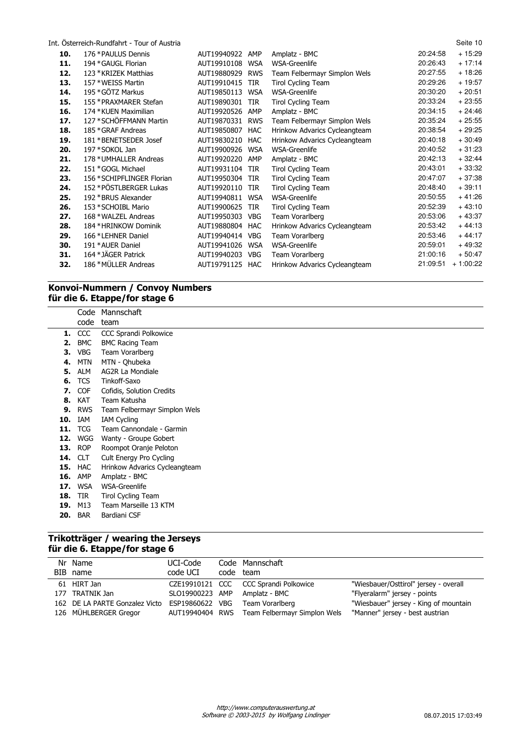| Rank | BIB | Name | UCI-Code | Code | Team | Time | Gap |
|---|---|---|---|---|---|---|---|
| **10.** | 176 | *PAULUS Dennis | AUT19940922 | AMP | Amplatz - BMC | 20:24:58 | + 15:29 |
| **11.** | 194 | *GAUGL Florian | AUT19910108 | WSA | WSA-Greenlife | 20:26:43 | + 17:14 |
| **12.** | 123 | *KRIZEK Matthias | AUT19880929 | RWS | Team Felbermayr Simplon Wels | 20:27:55 | + 18:26 |
| **13.** | 157 | *WEISS Martin | AUT19910415 | TIR | Tirol Cycling Team | 20:29:26 | + 19:57 |
| **14.** | 195 | *GÖTZ Markus | AUT19850113 | WSA | WSA-Greenlife | 20:30:20 | + 20:51 |
| **15.** | 155 | *PRAXMARER Stefan | AUT19890301 | TIR | Tirol Cycling Team | 20:33:24 | + 23:55 |
| **16.** | 174 | *KUEN Maximilian | AUT19920526 | AMP | Amplatz - BMC | 20:34:15 | + 24:46 |
| **17.** | 127 | *SCHÖFFMANN Martin | AUT19870331 | RWS | Team Felbermayr Simplon Wels | 20:35:24 | + 25:55 |
| **18.** | 185 | *GRAF Andreas | AUT19850807 | HAC | Hrinkow Advarics Cycleangteam | 20:38:54 | + 29:25 |
| **19.** | 181 | *BENETSEDER Josef | AUT19830210 | HAC | Hrinkow Advarics Cycleangteam | 20:40:18 | + 30:49 |
| **20.** | 197 | *SOKOL Jan | AUT19900926 | WSA | WSA-Greenlife | 20:40:52 | + 31:23 |
| **21.** | 178 | *UMHALLER Andreas | AUT19920220 | AMP | Amplatz - BMC | 20:42:13 | + 32:44 |
| **22.** | 151 | *GOGL Michael | AUT19931104 | TIR | Tirol Cycling Team | 20:43:01 | + 33:32 |
| **23.** | 156 | *SCHIPFLINGER Florian | AUT19950304 | TIR | Tirol Cycling Team | 20:47:07 | + 37:38 |
| **24.** | 152 | *PÖSTLBERGER Lukas | AUT19920110 | TIR | Tirol Cycling Team | 20:48:40 | + 39:11 |
| **25.** | 192 | *BRUS Alexander | AUT19940811 | WSA | WSA-Greenlife | 20:50:55 | + 41:26 |
| **26.** | 153 | *SCHOIBL Mario | AUT19900625 | TIR | Tirol Cycling Team | 20:52:39 | + 43:10 |
| **27.** | 168 | *WALZEL Andreas | AUT19950303 | VBG | Team Vorarlberg | 20:53:06 | + 43:37 |
| **28.** | 184 | *HRINKOW Dominik | AUT19880804 | HAC | Hrinkow Advarics Cycleangteam | 20:53:42 | + 44:13 |
| **29.** | 166 | *LEHNER Daniel | AUT19940414 | VBG | Team Vorarlberg | 20:53:46 | + 44:17 |
| **30.** | 191 | *AUER Daniel | AUT19941026 | WSA | WSA-Greenlife | 20:59:01 | + 49:32 |
| **31.** | 164 | *JÄGER Patrick | AUT19940203 | VBG | Team Vorarlberg | 21:00:16 | + 50:47 |
| **32.** | 186 | *MÜLLER Andreas | AUT19791125 | HAC | Hrinkow Advarics Cycleangteam | 21:09:51 | + 1:00:22 |

## Konvoi-Nummern / Convoy Numbers für die 6. Etappe/for stage 6

| | Code<br>code | Mannschaft<br>team |
|---|---|---|
| **1.** | CCC | CCC Sprandi Polkowice |
| **2.** | BMC | BMC Racing Team |
| **3.** | VBG | Team Vorarlberg |
| **4.** | MTN | MTN - Qhubeka |
| **5.** | ALM | AG2R La Mondiale |
| **6.** | TCS | Tinkoff-Saxo |
| **7.** | COF | Cofidis, Solution Credits |
| **8.** | KAT | Team Katusha |
| **9.** | RWS | Team Felbermayr Simplon Wels |
| **10.** | IAM | IAM Cycling |
| **11.** | TCG | Team Cannondale - Garmin |
| **12.** | WGG | Wanty - Groupe Gobert |
| **13.** | ROP | Roompot Oranje Peloton |
| **14.** | CLT | Cult Energy Pro Cycling |
| **15.** | HAC | Hrinkow Advarics Cycleangteam |
| **16.** | AMP | Amplatz - BMC |
| **17.** | WSA | WSA-Greenlife |
| **18.** | TIR | Tirol Cycling Team |
| **19.** | M13 | Team Marseille 13 KTM |
| **20.** | BAR | Bardiani CSF |

## Trikotträger / wearing the Jerseys für die 6. Etappe/for stage 6

| Nr<br>BIB | Name<br>name | UCI-Code<br>code UCI | Code<br>code | Mannschaft<br>team | |
|---|---|---|---|---|---|
| 61 | HIRT Jan | CZE19910121 | CCC | CCC Sprandi Polkowice | "Wiesbauer/Osttirol" jersey - overall |
| 177 | TRATNIK Jan | SLO19900223 | AMP | Amplatz - BMC | "Flyeralarm" jersey - points |
| 162 | DE LA PARTE Gonzalez Victo | ESP19860622 | VBG | Team Vorarlberg | "Wiesbauer" jersey - King of mountain |
| 126 | MÜHLBERGER Gregor | AUT19940404 | RWS | Team Felbermayr Simplon Wels | "Manner" jersey - best austrian |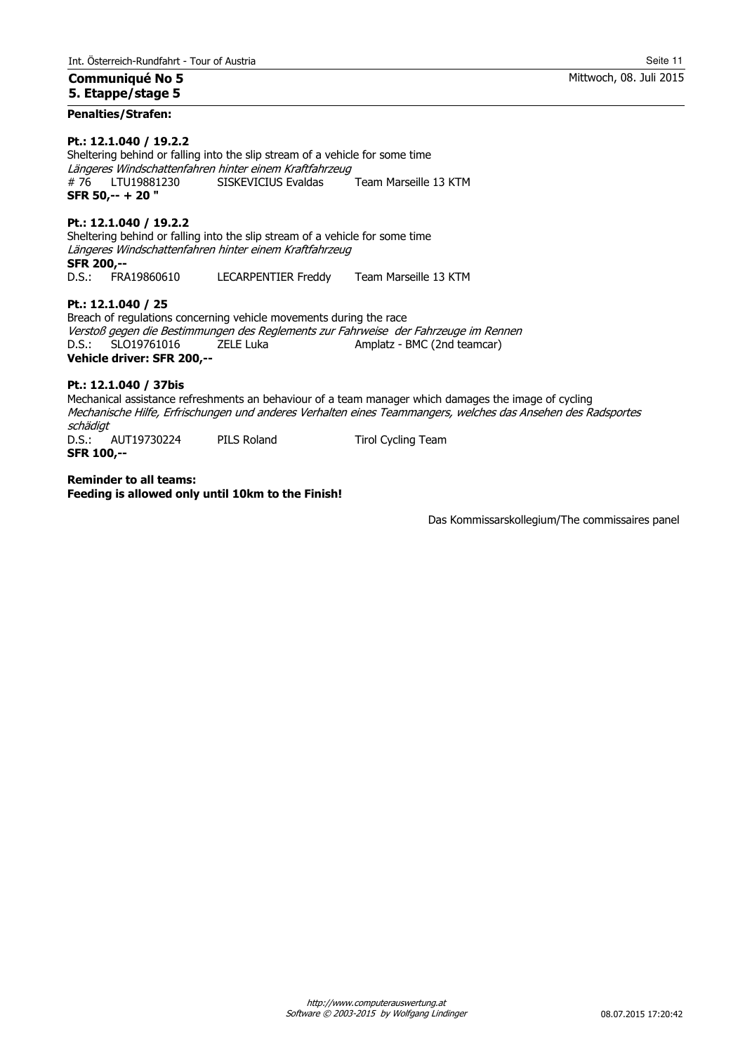**Communiqué No 5**
**5. Etappe/stage 5**

Mittwoch, 08. Juli 2015

**Penalties/Strafen:**

**Pt.: 12.1.040 / 19.2.2**
Sheltering behind or falling into the slip stream of a vehicle for some time
*Längeres Windschattenfahren hinter einem Kraftfahrzeug*
# 76 LTU19881230 SISKEVICIUS Evaldas Team Marseille 13 KTM
**SFR 50,-- + 20 "**

**Pt.: 12.1.040 / 19.2.2**
Sheltering behind or falling into the slip stream of a vehicle for some time
*Längeres Windschattenfahren hinter einem Kraftfahrzeug*
**SFR 200,--**
D.S.: FRA19860610 LECARPENTIER Freddy Team Marseille 13 KTM

**Pt.: 12.1.040 / 25**
Breach of regulations concerning vehicle movements during the race
*Verstoß gegen die Bestimmungen des Reglements zur Fahrweise der Fahrzeuge im Rennen*
D.S.: SLO19761016 ZELE Luka Amplatz - BMC (2nd teamcar)
**Vehicle driver: SFR 200,--**

**Pt.: 12.1.040 / 37bis**
Mechanical assistance refreshments an behaviour of a team manager which damages the image of cycling
*Mechanische Hilfe, Erfrischungen und anderes Verhalten eines Teammangers, welches das Ansehen des Radsportes schädigt*
D.S.: AUT19730224 PILS Roland Tirol Cycling Team
**SFR 100,--**

**Reminder to all teams:**
**Feeding is allowed only until 10km to the Finish!**

Das Kommissarskollegium/The commissaires panel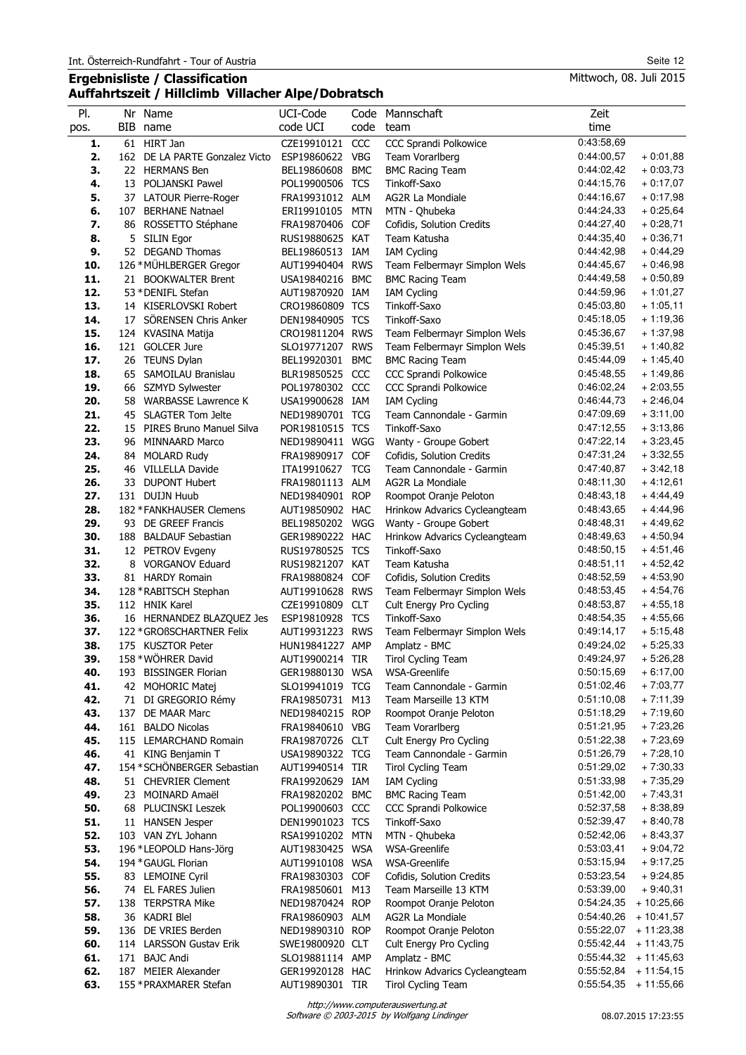Int. Österreich-Rundfahrt - Tour of Austria

## Ergebnisliste / Classification
## Auffahrtszeit / Hillclimb Villacher Alpe/Dobratsch

Mittwoch, 08. Juli 2015

| Pl. pos. | Nr BIB | Name name | UCI-Code code UCI | Code code | Mannschaft team | Zeit time | |
|---|---|---|---|---|---|---|---|
| 1. | 61 | HIRT Jan | CZE19910121 | CCC | CCC Sprandi Polkowice | 0:43:58,69 | |
| 2. | 162 | DE LA PARTE Gonzalez Victo | ESP19860622 | VBG | Team Vorarlberg | 0:44:00,57 | + 0:01,88 |
| 3. | 22 | HERMANS Ben | BEL19860608 | BMC | BMC Racing Team | 0:44:02,42 | + 0:03,73 |
| 4. | 13 | POLJANSKI Pawel | POL19900506 | TCS | Tinkoff-Saxo | 0:44:15,76 | + 0:17,07 |
| 5. | 37 | LATOUR Pierre-Roger | FRA19931012 | ALM | AG2R La Mondiale | 0:44:16,67 | + 0:17,98 |
| 6. | 107 | BERHANE Natnael | ERI19910105 | MTN | MTN - Qhubeka | 0:44:24,33 | + 0:25,64 |
| 7. | 86 | ROSSETTO Stéphane | FRA19870406 | COF | Cofidis, Solution Credits | 0:44:27,40 | + 0:28,71 |
| 8. | 5 | SILIN Egor | RUS19880625 | KAT | Team Katusha | 0:44:35,40 | + 0:36,71 |
| 9. | 52 | DEGAND Thomas | BEL19860513 | IAM | IAM Cycling | 0:44:42,98 | + 0:44,29 |
| 10. | 126 | *MÜHLBERGER Gregor | AUT19940404 | RWS | Team Felbermayr Simplon Wels | 0:44:45,67 | + 0:46,98 |
| 11. | 21 | BOOKWALTER Brent | USA19840216 | BMC | BMC Racing Team | 0:44:49,58 | + 0:50,89 |
| 12. | 53 | *DENIFL Stefan | AUT19870920 | IAM | IAM Cycling | 0:44:59,96 | + 1:01,27 |
| 13. | 14 | KISERLOVSKI Robert | CRO19860809 | TCS | Tinkoff-Saxo | 0:45:03,80 | + 1:05,11 |
| 14. | 17 | SÖRENSEN Chris Anker | DEN19840905 | TCS | Tinkoff-Saxo | 0:45:18,05 | + 1:19,36 |
| 15. | 124 | KVASINA Matija | CRO19811204 | RWS | Team Felbermayr Simplon Wels | 0:45:36,67 | + 1:37,98 |
| 16. | 121 | GOLCER Jure | SLO19771207 | RWS | Team Felbermayr Simplon Wels | 0:45:39,51 | + 1:40,82 |
| 17. | 26 | TEUNS Dylan | BEL19920301 | BMC | BMC Racing Team | 0:45:44,09 | + 1:45,40 |
| 18. | 65 | SAMOILAU Branislau | BLR19850525 | CCC | CCC Sprandi Polkowice | 0:45:48,55 | + 1:49,86 |
| 19. | 66 | SZMYD Sylwester | POL19780302 | CCC | CCC Sprandi Polkowice | 0:46:02,24 | + 2:03,55 |
| 20. | 58 | WARBASSE Lawrence K | USA19900628 | IAM | IAM Cycling | 0:46:44,73 | + 2:46,04 |
| 21. | 45 | SLAGTER Tom Jelte | NED19890701 | TCG | Team Cannondale - Garmin | 0:47:09,69 | + 3:11,00 |
| 22. | 15 | PIRES Bruno Manuel Silva | POR19810515 | TCS | Tinkoff-Saxo | 0:47:12,55 | + 3:13,86 |
| 23. | 96 | MINNAARD Marco | NED19890411 | WGG | Wanty - Groupe Gobert | 0:47:22,14 | + 3:23,45 |
| 24. | 84 | MOLARD Rudy | FRA19890917 | COF | Cofidis, Solution Credits | 0:47:31,24 | + 3:32,55 |
| 25. | 46 | VILLELLA Davide | ITA19910627 | TCG | Team Cannondale - Garmin | 0:47:40,87 | + 3:42,18 |
| 26. | 33 | DUPONT Hubert | FRA19801113 | ALM | AG2R La Mondiale | 0:48:11,30 | + 4:12,61 |
| 27. | 131 | DUIJN Huub | NED19840901 | ROP | Roompot Oranje Peloton | 0:48:43,18 | + 4:44,49 |
| 28. | 182 | *FANKHAUSER Clemens | AUT19850902 | HAC | Hrinkow Advarics Cycleangteam | 0:48:43,65 | + 4:44,96 |
| 29. | 93 | DE GREEF Francis | BEL19850202 | WGG | Wanty - Groupe Gobert | 0:48:48,31 | + 4:49,62 |
| 30. | 188 | BALDAUF Sebastian | GER19890222 | HAC | Hrinkow Advarics Cycleangteam | 0:48:49,63 | + 4:50,94 |
| 31. | 12 | PETROV Evgeny | RUS19780525 | TCS | Tinkoff-Saxo | 0:48:50,15 | + 4:51,46 |
| 32. | 8 | VORGANOV Eduard | RUS19821207 | KAT | Team Katusha | 0:48:51,11 | + 4:52,42 |
| 33. | 81 | HARDY Romain | FRA19880824 | COF | Cofidis, Solution Credits | 0:48:52,59 | + 4:53,90 |
| 34. | 128 | *RABITSCH Stephan | AUT19910628 | RWS | Team Felbermayr Simplon Wels | 0:48:53,45 | + 4:54,76 |
| 35. | 112 | HNIK Karel | CZE19910809 | CLT | Cult Energy Pro Cycling | 0:48:53,87 | + 4:55,18 |
| 36. | 16 | HERNANDEZ BLAZQUEZ Jes | ESP19810928 | TCS | Tinkoff-Saxo | 0:48:54,35 | + 4:55,66 |
| 37. | 122 | *GROßSCHARTNER Felix | AUT19931223 | RWS | Team Felbermayr Simplon Wels | 0:49:14,17 | + 5:15,48 |
| 38. | 175 | KUSZTOR Peter | HUN19841227 | AMP | Amplatz - BMC | 0:49:24,02 | + 5:25,33 |
| 39. | 158 | *WÖHRER David | AUT19900214 | TIR | Tirol Cycling Team | 0:49:24,97 | + 5:26,28 |
| 40. | 193 | BISSINGER Florian | GER19880130 | WSA | WSA-Greenlife | 0:50:15,69 | + 6:17,00 |
| 41. | 42 | MOHORIC Matej | SLO19941019 | TCG | Team Cannondale - Garmin | 0:51:02,46 | + 7:03,77 |
| 42. | 71 | DI GREGORIO Rémy | FRA19850731 | M13 | Team Marseille 13 KTM | 0:51:10,08 | + 7:11,39 |
| 43. | 137 | DE MAAR Marc | NED19840215 | ROP | Roompot Oranje Peloton | 0:51:18,29 | + 7:19,60 |
| 44. | 161 | BALDO Nicolas | FRA19840610 | VBG | Team Vorarlberg | 0:51:21,95 | + 7:23,26 |
| 45. | 115 | LEMARCHAND Romain | FRA19870726 | CLT | Cult Energy Pro Cycling | 0:51:22,38 | + 7:23,69 |
| 46. | 41 | KING Benjamin T | USA19890322 | TCG | Team Cannondale - Garmin | 0:51:26,79 | + 7:28,10 |
| 47. | 154 | *SCHÖNBERGER Sebastian | AUT19940514 | TIR | Tirol Cycling Team | 0:51:29,02 | + 7:30,33 |
| 48. | 51 | CHEVRIER Clement | FRA19920629 | IAM | IAM Cycling | 0:51:33,98 | + 7:35,29 |
| 49. | 23 | MOINARD Amaël | FRA19820202 | BMC | BMC Racing Team | 0:51:42,00 | + 7:43,31 |
| 50. | 68 | PLUCINSKI Leszek | POL19900603 | CCC | CCC Sprandi Polkowice | 0:52:37,58 | + 8:38,89 |
| 51. | 11 | HANSEN Jesper | DEN19901023 | TCS | Tinkoff-Saxo | 0:52:39,47 | + 8:40,78 |
| 52. | 103 | VAN ZYL Johann | RSA19910202 | MTN | MTN - Qhubeka | 0:52:42,06 | + 8:43,37 |
| 53. | 196 | *LEOPOLD Hans-Jörg | AUT19830425 | WSA | WSA-Greenlife | 0:53:03,41 | + 9:04,72 |
| 54. | 194 | *GAUGL Florian | AUT19910108 | WSA | WSA-Greenlife | 0:53:15,94 | + 9:17,25 |
| 55. | 83 | LEMOINE Cyril | FRA19830303 | COF | Cofidis, Solution Credits | 0:53:23,54 | + 9:24,85 |
| 56. | 74 | EL FARES Julien | FRA19850601 | M13 | Team Marseille 13 KTM | 0:53:39,00 | + 9:40,31 |
| 57. | 138 | TERPSTRA Mike | NED19870424 | ROP | Roompot Oranje Peloton | 0:54:24,35 | + 10:25,66 |
| 58. | 36 | KADRI Blel | FRA19860903 | ALM | AG2R La Mondiale | 0:54:40,26 | + 10:41,57 |
| 59. | 136 | DE VRIES Berden | NED19890310 | ROP | Roompot Oranje Peloton | 0:55:22,07 | + 11:23,38 |
| 60. | 114 | LARSSON Gustav Erik | SWE19800920 | CLT | Cult Energy Pro Cycling | 0:55:42,44 | + 11:43,75 |
| 61. | 171 | BAJC Andi | SLO19881114 | AMP | Amplatz - BMC | 0:55:44,32 | + 11:45,63 |
| 62. | 187 | MEIER Alexander | GER19920128 | HAC | Hrinkow Advarics Cycleangteam | 0:55:52,84 | + 11:54,15 |
| 63. | 155 | *PRAXMARER Stefan | AUT19890301 | TIR | Tirol Cycling Team | 0:55:54,35 | + 11:55,66 |

http://www.computerauswertung.at
Software © 2003-2015 by Wolfgang Lindinger

08.07.2015 17:23:55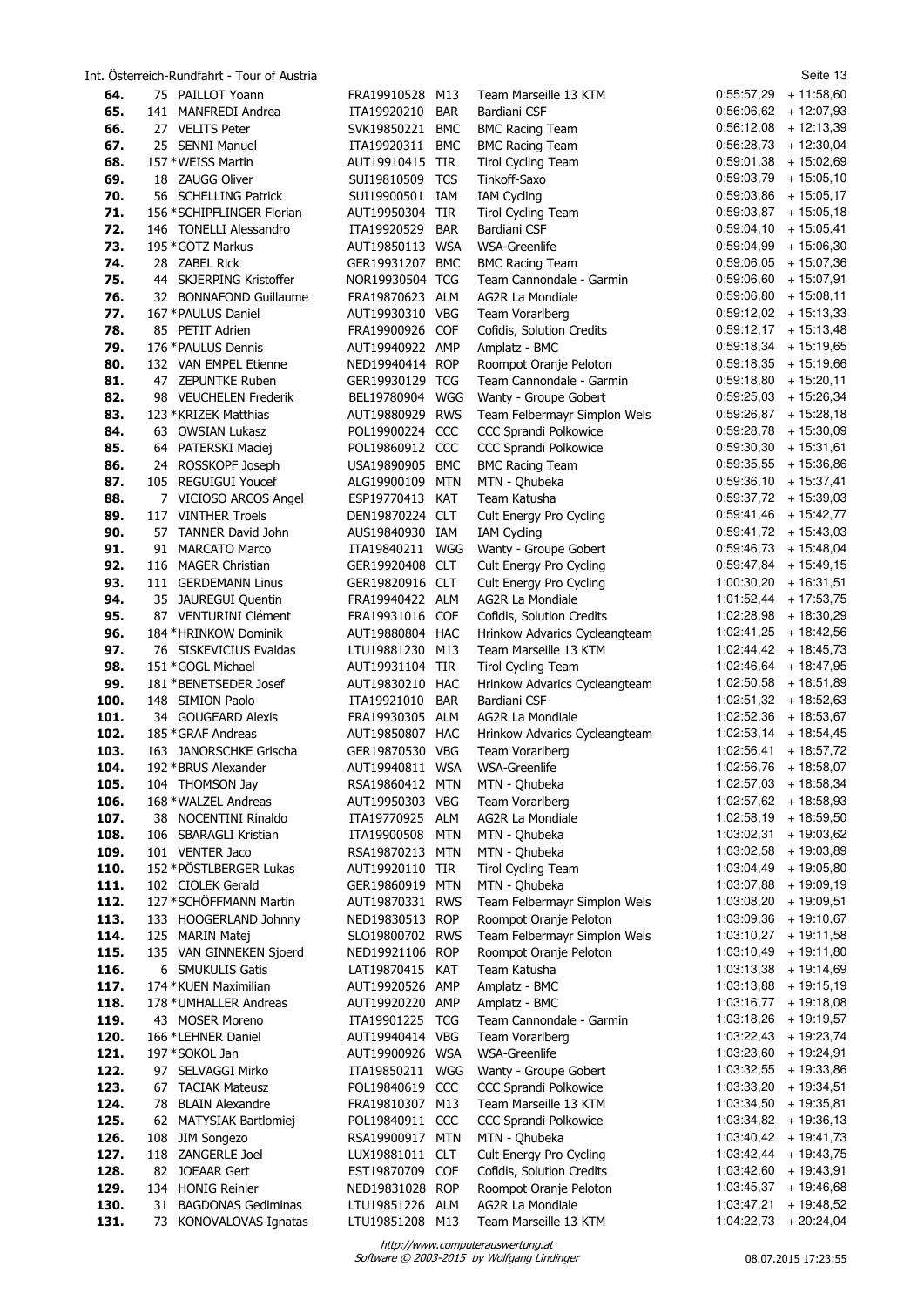Int. Österreich-Rundfahrt - Tour of Austria

| Rank | Nr. | Name | Code | Team | Team Name | Time | Gap |
|---|---|---|---|---|---|---|---|
| 64. | 75 | PAILLOT Yoann | FRA19910528 | M13 | Team Marseille 13 KTM | 0:55:57,29 | + 11:58,60 |
| 65. | 141 | MANFREDI Andrea | ITA19920210 | BAR | Bardiani CSF | 0:56:06,62 | + 12:07,93 |
| 66. | 27 | VELITS Peter | SVK19850221 | BMC | BMC Racing Team | 0:56:12,08 | + 12:13,39 |
| 67. | 25 | SENNI Manuel | ITA19920311 | BMC | BMC Racing Team | 0:56:28,73 | + 12:30,04 |
| 68. | 157 | *WEISS Martin | AUT19910415 | TIR | Tirol Cycling Team | 0:59:01,38 | + 15:02,69 |
| 69. | 18 | ZAUGG Oliver | SUI19810509 | TCS | Tinkoff-Saxo | 0:59:03,79 | + 15:05,10 |
| 70. | 56 | SCHELLING Patrick | SUI19900501 | IAM | IAM Cycling | 0:59:03,86 | + 15:05,17 |
| 71. | 156 | *SCHIPFLINGER Florian | AUT19950304 | TIR | Tirol Cycling Team | 0:59:03,87 | + 15:05,18 |
| 72. | 146 | TONELLI Alessandro | ITA19920529 | BAR | Bardiani CSF | 0:59:04,10 | + 15:05,41 |
| 73. | 195 | *GÖTZ Markus | AUT19850113 | WSA | WSA-Greenlife | 0:59:04,99 | + 15:06,30 |
| 74. | 28 | ZABEL Rick | GER19931207 | BMC | BMC Racing Team | 0:59:06,05 | + 15:07,36 |
| 75. | 44 | SKJERPING Kristoffer | NOR19930504 | TCG | Team Cannondale - Garmin | 0:59:06,60 | + 15:07,91 |
| 76. | 32 | BONNAFOND Guillaume | FRA19870623 | ALM | AG2R La Mondiale | 0:59:06,80 | + 15:08,11 |
| 77. | 167 | *PAULUS Daniel | AUT19930310 | VBG | Team Vorarlberg | 0:59:12,02 | + 15:13,33 |
| 78. | 85 | PETIT Adrien | FRA19900926 | COF | Cofidis, Solution Credits | 0:59:12,17 | + 15:13,48 |
| 79. | 176 | *PAULUS Dennis | AUT19940922 | AMP | Amplatz - BMC | 0:59:18,34 | + 15:19,65 |
| 80. | 132 | VAN EMPEL Etienne | NED19940414 | ROP | Roompot Oranje Peloton | 0:59:18,35 | + 15:19,66 |
| 81. | 47 | ZEPUNTKE Ruben | GER19930129 | TCG | Team Cannondale - Garmin | 0:59:18,80 | + 15:20,11 |
| 82. | 98 | VEUCHELEN Frederik | BEL19780904 | WGG | Wanty - Groupe Gobert | 0:59:25,03 | + 15:26,34 |
| 83. | 123 | *KRIZEK Matthias | AUT19880929 | RWS | Team Felbermayr Simplon Wels | 0:59:26,87 | + 15:28,18 |
| 84. | 63 | OWSIAN Lukasz | POL19900224 | CCC | CCC Sprandi Polkowice | 0:59:28,78 | + 15:30,09 |
| 85. | 64 | PATERSKI Maciej | POL19860912 | CCC | CCC Sprandi Polkowice | 0:59:30,30 | + 15:31,61 |
| 86. | 24 | ROSSKOPF Joseph | USA19890905 | BMC | BMC Racing Team | 0:59:35,55 | + 15:36,86 |
| 87. | 105 | REGUIGUI Youcef | ALG19900109 | MTN | MTN - Qhubeka | 0:59:36,10 | + 15:37,41 |
| 88. | 7 | VICIOSO ARCOS Angel | ESP19770413 | KAT | Team Katusha | 0:59:37,72 | + 15:39,03 |
| 89. | 117 | VINTHER Troels | DEN19870224 | CLT | Cult Energy Pro Cycling | 0:59:41,46 | + 15:42,77 |
| 90. | 57 | TANNER David John | AUS19840930 | IAM | IAM Cycling | 0:59:41,72 | + 15:43,03 |
| 91. | 91 | MARCATO Marco | ITA19840211 | WGG | Wanty - Groupe Gobert | 0:59:46,73 | + 15:48,04 |
| 92. | 116 | MAGER Christian | GER19920408 | CLT | Cult Energy Pro Cycling | 0:59:47,84 | + 15:49,15 |
| 93. | 111 | GERDEMANN Linus | GER19820916 | CLT | Cult Energy Pro Cycling | 1:00:30,20 | + 16:31,51 |
| 94. | 35 | JAUREGUI Quentin | FRA19940422 | ALM | AG2R La Mondiale | 1:01:52,44 | + 17:53,75 |
| 95. | 87 | VENTURINI Clément | FRA19931016 | COF | Cofidis, Solution Credits | 1:02:28,98 | + 18:30,29 |
| 96. | 184 | *HRINKOW Dominik | AUT19880804 | HAC | Hrinkow Advarics Cycleangteam | 1:02:41,25 | + 18:42,56 |
| 97. | 76 | SISKEVICIUS Evaldas | LTU19881230 | M13 | Team Marseille 13 KTM | 1:02:44,42 | + 18:45,73 |
| 98. | 151 | *GOGL Michael | AUT19931104 | TIR | Tirol Cycling Team | 1:02:46,64 | + 18:47,95 |
| 99. | 181 | *BENETSEDER Josef | AUT19830210 | HAC | Hrinkow Advarics Cycleangteam | 1:02:50,58 | + 18:51,89 |
| 100. | 148 | SIMION Paolo | ITA19921010 | BAR | Bardiani CSF | 1:02:51,32 | + 18:52,63 |
| 101. | 34 | GOUGEARD Alexis | FRA19930305 | ALM | AG2R La Mondiale | 1:02:52,36 | + 18:53,67 |
| 102. | 185 | *GRAF Andreas | AUT19850807 | HAC | Hrinkow Advarics Cycleangteam | 1:02:53,14 | + 18:54,45 |
| 103. | 163 | JANORSCHKE Grischa | GER19870530 | VBG | Team Vorarlberg | 1:02:56,41 | + 18:57,72 |
| 104. | 192 | *BRUS Alexander | AUT19940811 | WSA | WSA-Greenlife | 1:02:56,76 | + 18:58,07 |
| 105. | 104 | THOMSON Jay | RSA19860412 | MTN | MTN - Qhubeka | 1:02:57,03 | + 18:58,34 |
| 106. | 168 | *WALZEL Andreas | AUT19950303 | VBG | Team Vorarlberg | 1:02:57,62 | + 18:58,93 |
| 107. | 38 | NOCENTINI Rinaldo | ITA19770925 | ALM | AG2R La Mondiale | 1:02:58,19 | + 18:59,50 |
| 108. | 106 | SBARAGLI Kristian | ITA19900508 | MTN | MTN - Qhubeka | 1:03:02,31 | + 19:03,62 |
| 109. | 101 | VENTER Jaco | RSA19870213 | MTN | MTN - Qhubeka | 1:03:02,58 | + 19:03,89 |
| 110. | 152 | *PÖSTLBERGER Lukas | AUT19920110 | TIR | Tirol Cycling Team | 1:03:04,49 | + 19:05,80 |
| 111. | 102 | CIOLEK Gerald | GER19860919 | MTN | MTN - Qhubeka | 1:03:07,88 | + 19:09,19 |
| 112. | 127 | *SCHÖFFMANN Martin | AUT19870331 | RWS | Team Felbermayr Simplon Wels | 1:03:08,20 | + 19:09,51 |
| 113. | 133 | HOOGERLAND Johnny | NED19830513 | ROP | Roompot Oranje Peloton | 1:03:09,36 | + 19:10,67 |
| 114. | 125 | MARIN Matej | SLO19800702 | RWS | Team Felbermayr Simplon Wels | 1:03:10,27 | + 19:11,58 |
| 115. | 135 | VAN GINNEKEN Sjoerd | NED19921106 | ROP | Roompot Oranje Peloton | 1:03:10,49 | + 19:11,80 |
| 116. | 6 | SMUKULIS Gatis | LAT19870415 | KAT | Team Katusha | 1:03:13,38 | + 19:14,69 |
| 117. | 174 | *KUEN Maximilian | AUT19920526 | AMP | Amplatz - BMC | 1:03:13,88 | + 19:15,19 |
| 118. | 178 | *UMHALLER Andreas | AUT19920220 | AMP | Amplatz - BMC | 1:03:16,77 | + 19:18,08 |
| 119. | 43 | MOSER Moreno | ITA19901225 | TCG | Team Cannondale - Garmin | 1:03:18,26 | + 19:19,57 |
| 120. | 166 | *LEHNER Daniel | AUT19940414 | VBG | Team Vorarlberg | 1:03:22,43 | + 19:23,74 |
| 121. | 197 | *SOKOL Jan | AUT19900926 | WSA | WSA-Greenlife | 1:03:23,60 | + 19:24,91 |
| 122. | 97 | SELVAGGI Mirko | ITA19850211 | WGG | Wanty - Groupe Gobert | 1:03:32,55 | + 19:33,86 |
| 123. | 67 | TACIAK Mateusz | POL19840619 | CCC | CCC Sprandi Polkowice | 1:03:33,20 | + 19:34,51 |
| 124. | 78 | BLAIN Alexandre | FRA19810307 | M13 | Team Marseille 13 KTM | 1:03:34,50 | + 19:35,81 |
| 125. | 62 | MATYSIAK Bartlomiej | POL19840911 | CCC | CCC Sprandi Polkowice | 1:03:34,82 | + 19:36,13 |
| 126. | 108 | JIM Songezo | RSA19900917 | MTN | MTN - Qhubeka | 1:03:40,42 | + 19:41,73 |
| 127. | 118 | ZANGERLE Joel | LUX19881011 | CLT | Cult Energy Pro Cycling | 1:03:42,44 | + 19:43,75 |
| 128. | 82 | JOEAAR Gert | EST19870709 | COF | Cofidis, Solution Credits | 1:03:42,60 | + 19:43,91 |
| 129. | 134 | HONIG Reinier | NED19831028 | ROP | Roompot Oranje Peloton | 1:03:45,37 | + 19:46,68 |
| 130. | 31 | BAGDONAS Gediminas | LTU19851226 | ALM | AG2R La Mondiale | 1:03:47,21 | + 19:48,52 |
| 131. | 73 | KONOVALOVAS Ignatas | LTU19851208 | M13 | Team Marseille 13 KTM | 1:04:22,73 | + 20:24,04 |

*http://www.computerauswertung.at*
*Software © 2003-2015 by Wolfgang Lindinger*

08.07.2015 17:23:55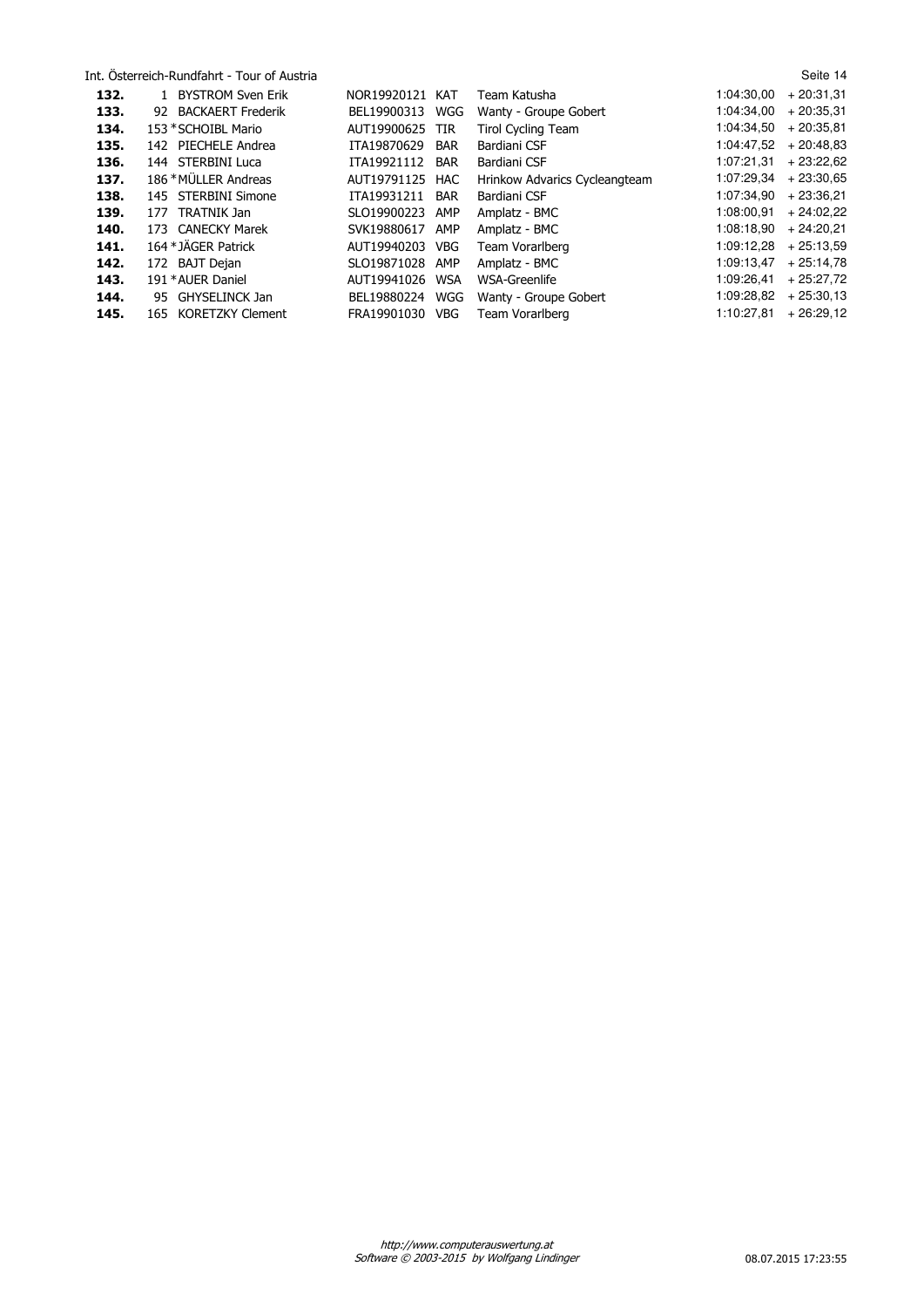| | | | | | | |
|---|---|---|---|---|---|---|
| **132.** | 1 BYSTROM Sven Erik | NOR19920121 | KAT | Team Katusha | 1:04:30,00 | + 20:31,31 |
| **133.** | 92 BACKAERT Frederik | BEL19900313 | WGG | Wanty - Groupe Gobert | 1:04:34,00 | + 20:35,31 |
| **134.** | 153 *SCHOIBL Mario | AUT19900625 | TIR | Tirol Cycling Team | 1:04:34,50 | + 20:35,81 |
| **135.** | 142 PIECHELE Andrea | ITA19870629 | BAR | Bardiani CSF | 1:04:47,52 | + 20:48,83 |
| **136.** | 144 STERBINI Luca | ITA19921112 | BAR | Bardiani CSF | 1:07:21,31 | + 23:22,62 |
| **137.** | 186 *MÜLLER Andreas | AUT19791125 | HAC | Hrinkow Advarics Cycleangteam | 1:07:29,34 | + 23:30,65 |
| **138.** | 145 STERBINI Simone | ITA19931211 | BAR | Bardiani CSF | 1:07:34,90 | + 23:36,21 |
| **139.** | 177 TRATNIK Jan | SLO19900223 | AMP | Amplatz - BMC | 1:08:00,91 | + 24:02,22 |
| **140.** | 173 CANECKY Marek | SVK19880617 | AMP | Amplatz - BMC | 1:08:18,90 | + 24:20,21 |
| **141.** | 164 *JÄGER Patrick | AUT19940203 | VBG | Team Vorarlberg | 1:09:12,28 | + 25:13,59 |
| **142.** | 172 BAJT Dejan | SLO19871028 | AMP | Amplatz - BMC | 1:09:13,47 | + 25:14,78 |
| **143.** | 191 *AUER Daniel | AUT19941026 | WSA | WSA-Greenlife | 1:09:26,41 | + 25:27,72 |
| **144.** | 95 GHYSELINCK Jan | BEL19880224 | WGG | Wanty - Groupe Gobert | 1:09:28,82 | + 25:30,13 |
| **145.** | 165 KORETZKY Clement | FRA19901030 | VBG | Team Vorarlberg | 1:10:27,81 | + 26:29,12 |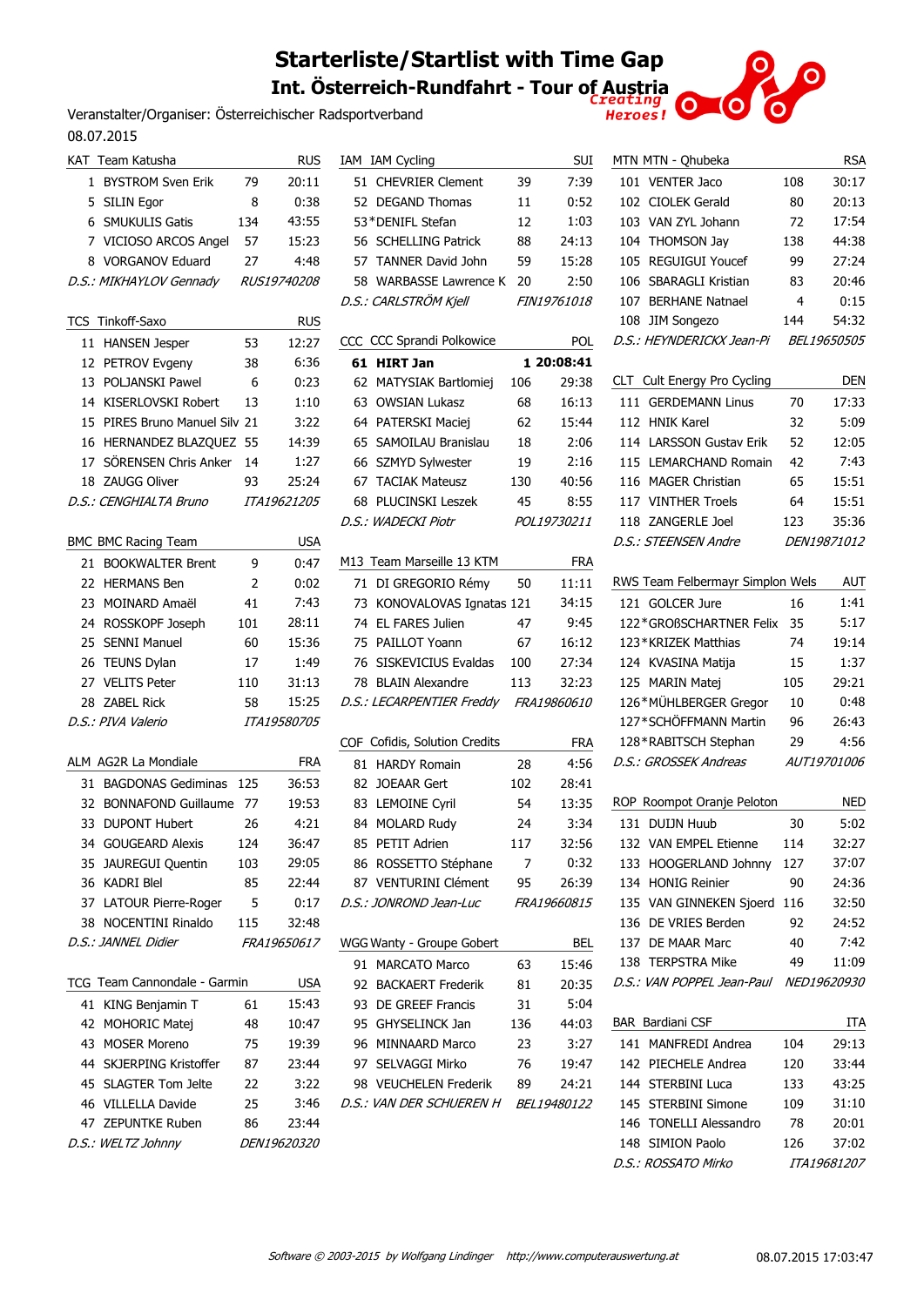# Starterliste/Startlist with Time Gap

## Int. Österreich-Rundfahrt - Tour of Austria

Veranstalter/Organiser: Österreichischer Radsportverband

08.07.2015

| KAT Team Katusha | | RUS |
|---|---|---|
| 1 BYSTROM Sven Erik | 79 | 20:11 |
| 5 SILIN Egor | 8 | 0:38 |
| 6 SMUKULIS Gatis | 134 | 43:55 |
| 7 VICIOSO ARCOS Angel | 57 | 15:23 |
| 8 VORGANOV Eduard | 27 | 4:48 |
| *D.S.: MIKHAYLOV Gennady* | | *RUS19740208* |

| TCS Tinkoff-Saxo | | RUS |
|---|---|---|
| 11 HANSEN Jesper | 53 | 12:27 |
| 12 PETROV Evgeny | 38 | 6:36 |
| 13 POLJANSKI Pawel | 6 | 0:23 |
| 14 KISERLOVSKI Robert | 13 | 1:10 |
| 15 PIRES Bruno Manuel Silv | 21 | 3:22 |
| 16 HERNANDEZ BLAZQUEZ | 55 | 14:39 |
| 17 SÖRENSEN Chris Anker | 14 | 1:27 |
| 18 ZAUGG Oliver | 93 | 25:24 |
| *D.S.: CENGHIALTA Bruno* | | *ITA19621205* |

| BMC BMC Racing Team | | USA |
|---|---|---|
| 21 BOOKWALTER Brent | 9 | 0:47 |
| 22 HERMANS Ben | 2 | 0:02 |
| 23 MOINARD Amaël | 41 | 7:43 |
| 24 ROSSKOPF Joseph | 101 | 28:11 |
| 25 SENNI Manuel | 60 | 15:36 |
| 26 TEUNS Dylan | 17 | 1:49 |
| 27 VELITS Peter | 110 | 31:13 |
| 28 ZABEL Rick | 58 | 15:25 |
| *D.S.: PIVA Valerio* | | *ITA19580705* |

| ALM AG2R La Mondiale | | FRA |
|---|---|---|
| 31 BAGDONAS Gediminas | 125 | 36:53 |
| 32 BONNAFOND Guillaume | 77 | 19:53 |
| 33 DUPONT Hubert | 26 | 4:21 |
| 34 GOUGEARD Alexis | 124 | 36:47 |
| 35 JAUREGUI Quentin | 103 | 29:05 |
| 36 KADRI Blel | 85 | 22:44 |
| 37 LATOUR Pierre-Roger | 5 | 0:17 |
| 38 NOCENTINI Rinaldo | 115 | 32:48 |
| *D.S.: JANNEL Didier* | | *FRA19650617* |

| TCG Team Cannondale - Garmin | | USA |
|---|---|---|
| 41 KING Benjamin T | 61 | 15:43 |
| 42 MOHORIC Matej | 48 | 10:47 |
| 43 MOSER Moreno | 75 | 19:39 |
| 44 SKJERPING Kristoffer | 87 | 23:44 |
| 45 SLAGTER Tom Jelte | 22 | 3:22 |
| 46 VILLELLA Davide | 25 | 3:46 |
| 47 ZEPUNTKE Ruben | 86 | 23:44 |
| *D.S.: WELTZ Johnny* | | *DEN19620320* |

| IAM IAM Cycling | | SUI |
|---|---|---|
| 51 CHEVRIER Clement | 39 | 7:39 |
| 52 DEGAND Thomas | 11 | 0:52 |
| 53*DENIFL Stefan | 12 | 1:03 |
| 56 SCHELLING Patrick | 88 | 24:13 |
| 57 TANNER David John | 59 | 15:28 |
| 58 WARBASSE Lawrence K | 20 | 2:50 |
| *D.S.: CARLSTRÖM Kjell* | | *FIN19761018* |

| CCC CCC Sprandi Polkowice | | POL |
|---|---|---|
| **61 HIRT Jan** | **1** | **20:08:41** |
| 62 MATYSIAK Bartlomiej | 106 | 29:38 |
| 63 OWSIAN Lukasz | 68 | 16:13 |
| 64 PATERSKI Maciej | 62 | 15:44 |
| 65 SAMOILAU Branislau | 18 | 2:06 |
| 66 SZMYD Sylwester | 19 | 2:16 |
| 67 TACIAK Mateusz | 130 | 40:56 |
| 68 PLUCINSKI Leszek | 45 | 8:55 |
| *D.S.: WADECKI Piotr* | | *POL19730211* |

| M13 Team Marseille 13 KTM | | FRA |
|---|---|---|
| 71 DI GREGORIO Rémy | 50 | 11:11 |
| 73 KONOVALOVAS Ignatas | 121 | 34:15 |
| 74 EL FARES Julien | 47 | 9:45 |
| 75 PAILLOT Yoann | 67 | 16:12 |
| 76 SISKEVICIUS Evaldas | 100 | 27:34 |
| 78 BLAIN Alexandre | 113 | 32:23 |
| *D.S.: LECARPENTIER Freddy* | | *FRA19860610* |

| COF Cofidis, Solution Credits | | FRA |
|---|---|---|
| 81 HARDY Romain | 28 | 4:56 |
| 82 JOEAAR Gert | 102 | 28:41 |
| 83 LEMOINE Cyril | 54 | 13:35 |
| 84 MOLARD Rudy | 24 | 3:34 |
| 85 PETIT Adrien | 117 | 32:56 |
| 86 ROSSETTO Stéphane | 7 | 0:32 |
| 87 VENTURINI Clément | 95 | 26:39 |
| *D.S.: JONROND Jean-Luc* | | *FRA19660815* |

| WGG Wanty - Groupe Gobert | | BEL |
|---|---|---|
| 91 MARCATO Marco | 63 | 15:46 |
| 92 BACKAERT Frederik | 81 | 20:35 |
| 93 DE GREEF Francis | 31 | 5:04 |
| 95 GHYSELINCK Jan | 136 | 44:03 |
| 96 MINNAARD Marco | 23 | 3:27 |
| 97 SELVAGGI Mirko | 76 | 19:47 |
| 98 VEUCHELEN Frederik | 89 | 24:21 |
| *D.S.: VAN DER SCHUEREN H* | | *BEL19480122* |

| MTN MTN - Qhubeka | | RSA |
|---|---|---|
| 101 VENTER Jaco | 108 | 30:17 |
| 102 CIOLEK Gerald | 80 | 20:13 |
| 103 VAN ZYL Johann | 72 | 17:54 |
| 104 THOMSON Jay | 138 | 44:38 |
| 105 REGUIGUI Youcef | 99 | 27:24 |
| 106 SBARAGLI Kristian | 83 | 20:46 |
| 107 BERHANE Natnael | 4 | 0:15 |
| 108 JIM Songezo | 144 | 54:32 |
| *D.S.: HEYNDERICKX Jean-Pi* | | *BEL19650505* |

| CLT Cult Energy Pro Cycling | | DEN |
|---|---|---|
| 111 GERDEMANN Linus | 70 | 17:33 |
| 112 HNIK Karel | 32 | 5:09 |
| 114 LARSSON Gustav Erik | 52 | 12:05 |
| 115 LEMARCHAND Romain | 42 | 7:43 |
| 116 MAGER Christian | 65 | 15:51 |
| 117 VINTHER Troels | 64 | 15:51 |
| 118 ZANGERLE Joel | 123 | 35:36 |
| *D.S.: STEENSEN Andre* | | *DEN19871012* |

| RWS Team Felbermayr Simplon Wels | | AUT |
|---|---|---|
| 121 GOLCER Jure | 16 | 1:41 |
| 122*GROßSCHARTNER Felix | 35 | 5:17 |
| 123*KRIZEK Matthias | 74 | 19:14 |
| 124 KVASINA Matija | 15 | 1:37 |
| 125 MARIN Matej | 105 | 29:21 |
| 126*MÜHLBERGER Gregor | 10 | 0:48 |
| 127*SCHÖFFMANN Martin | 96 | 26:43 |
| 128*RABITSCH Stephan | 29 | 4:56 |
| *D.S.: GROSSEK Andreas* | | *AUT19701006* |

| ROP Roompot Oranje Peloton | | NED |
|---|---|---|
| 131 DUIJN Huub | 30 | 5:02 |
| 132 VAN EMPEL Etienne | 114 | 32:27 |
| 133 HOOGERLAND Johnny | 127 | 37:07 |
| 134 HONIG Reinier | 90 | 24:36 |
| 135 VAN GINNEKEN Sjoerd | 116 | 32:50 |
| 136 DE VRIES Berden | 92 | 24:52 |
| 137 DE MAAR Marc | 40 | 7:42 |
| 138 TERPSTRA Mike | 49 | 11:09 |
| *D.S.: VAN POPPEL Jean-Paul* | | *NED19620930* |

| BAR Bardiani CSF | | ITA |
|---|---|---|
| 141 MANFREDI Andrea | 104 | 29:13 |
| 142 PIECHELE Andrea | 120 | 33:44 |
| 144 STERBINI Luca | 133 | 43:25 |
| 145 STERBINI Simone | 109 | 31:10 |
| 146 TONELLI Alessandro | 78 | 20:01 |
| 148 SIMION Paolo | 126 | 37:02 |
| *D.S.: ROSSATO Mirko* | | *ITA19681207* |

*Software © 2003-2015 by Wolfgang Lindinger http://www.computerauswertung.at* 08.07.2015 17:03:47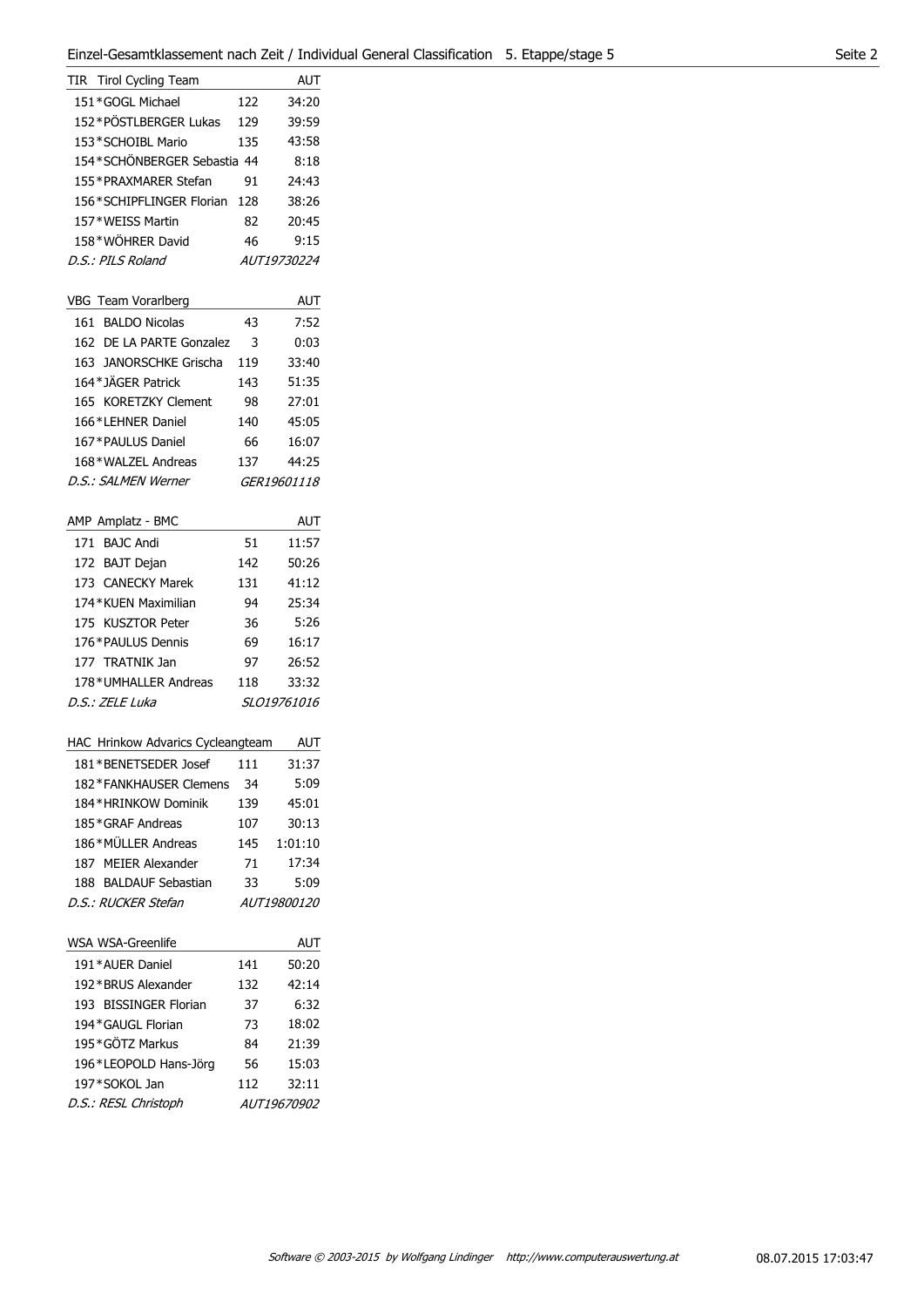## Einzel-Gesamtklassement nach Zeit / Individual General Classification 5. Etappe/stage 5

| TIR Tirol Cycling Team | | AUT |
|---|---|---|
| 151*GOGL Michael | 122 | 34:20 |
| 152*PÖSTLBERGER Lukas | 129 | 39:59 |
| 153*SCHOIBL Mario | 135 | 43:58 |
| 154*SCHÖNBERGER Sebastia | 44 | 8:18 |
| 155*PRAXMARER Stefan | 91 | 24:43 |
| 156*SCHIPFLINGER Florian | 128 | 38:26 |
| 157*WEISS Martin | 82 | 20:45 |
| 158*WÖHRER David | 46 | 9:15 |
| *D.S.: PILS Roland* | | *AUT19730224* |

| VBG Team Vorarlberg | | AUT |
|---|---|---|
| 161 BALDO Nicolas | 43 | 7:52 |
| 162 DE LA PARTE Gonzalez | 3 | 0:03 |
| 163 JANORSCHKE Grischa | 119 | 33:40 |
| 164*JÄGER Patrick | 143 | 51:35 |
| 165 KORETZKY Clement | 98 | 27:01 |
| 166*LEHNER Daniel | 140 | 45:05 |
| 167*PAULUS Daniel | 66 | 16:07 |
| 168*WALZEL Andreas | 137 | 44:25 |
| *D.S.: SALMEN Werner* | | *GER19601118* |

| AMP Amplatz - BMC | | AUT |
|---|---|---|
| 171 BAJC Andi | 51 | 11:57 |
| 172 BAJT Dejan | 142 | 50:26 |
| 173 CANECKY Marek | 131 | 41:12 |
| 174*KUEN Maximilian | 94 | 25:34 |
| 175 KUSZTOR Peter | 36 | 5:26 |
| 176*PAULUS Dennis | 69 | 16:17 |
| 177 TRATNIK Jan | 97 | 26:52 |
| 178*UMHALLER Andreas | 118 | 33:32 |
| *D.S.: ZELE Luka* | | *SLO19761016* |

| HAC Hrinkow Advarics Cycleangteam | | AUT |
|---|---|---|
| 181*BENETSEDER Josef | 111 | 31:37 |
| 182*FANKHAUSER Clemens | 34 | 5:09 |
| 184*HRINKOW Dominik | 139 | 45:01 |
| 185*GRAF Andreas | 107 | 30:13 |
| 186*MÜLLER Andreas | 145 | 1:01:10 |
| 187 MEIER Alexander | 71 | 17:34 |
| 188 BALDAUF Sebastian | 33 | 5:09 |
| *D.S.: RUCKER Stefan* | | *AUT19800120* |

| WSA WSA-Greenlife | | AUT |
|---|---|---|
| 191*AUER Daniel | 141 | 50:20 |
| 192*BRUS Alexander | 132 | 42:14 |
| 193 BISSINGER Florian | 37 | 6:32 |
| 194*GAUGL Florian | 73 | 18:02 |
| 195*GÖTZ Markus | 84 | 21:39 |
| 196*LEOPOLD Hans-Jörg | 56 | 15:03 |
| 197*SOKOL Jan | 112 | 32:11 |
| *D.S.: RESL Christoph* | | *AUT19670902* |

*Software © 2003-2015 by Wolfgang Lindinger http://www.computerauswertung.at* 08.07.2015 17:03:47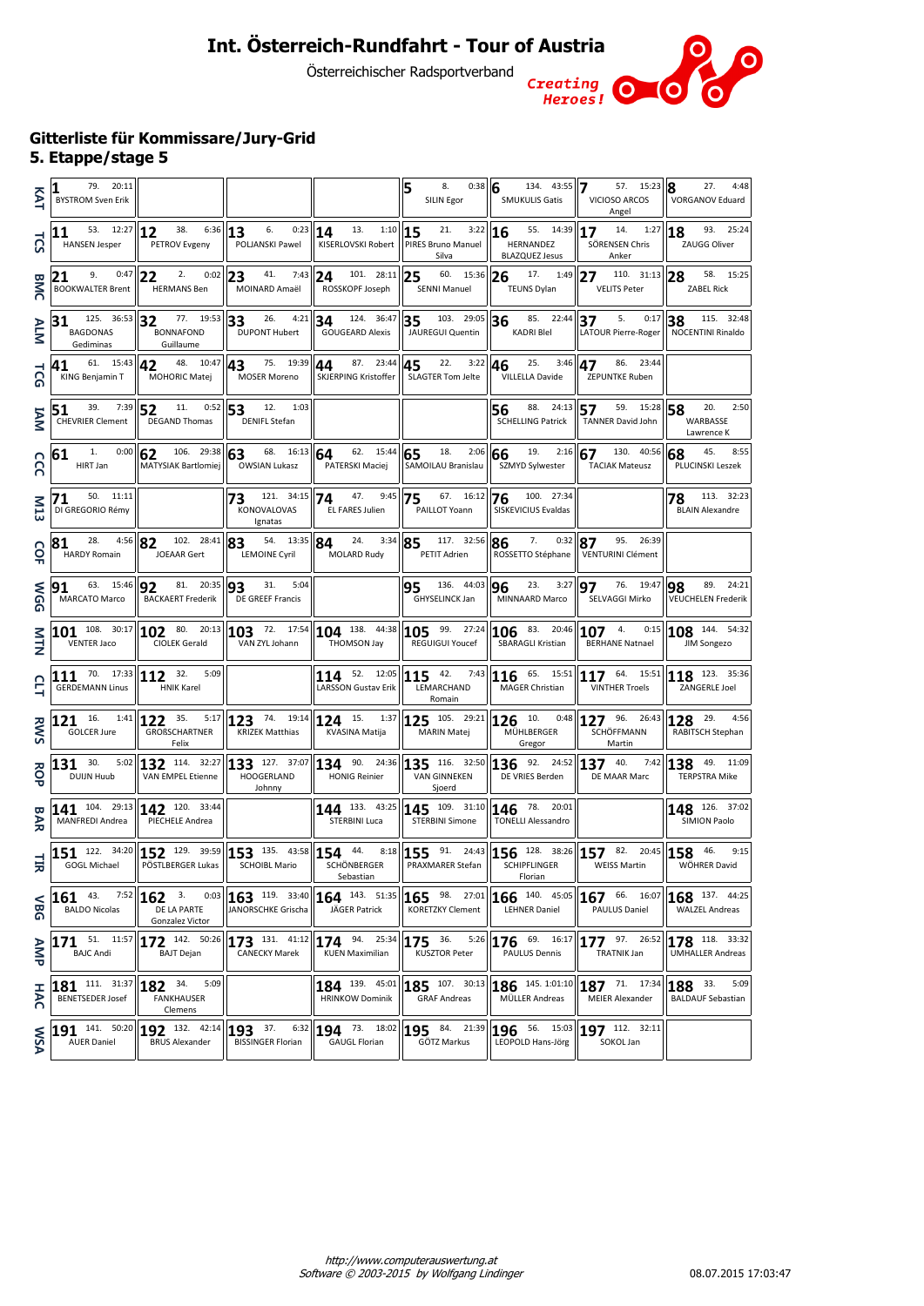# Int. Österreich-Rundfahrt - Tour of Austria

Österreichischer Radsportverband

Creating Heroes!

## Gitterliste für Kommissare/Jury-Grid
## 5. Etappe/stage 5

| | | | | | | | | |
|---|---|---|---|---|---|---|---|---|
| KAT | **1** 79. 20:11 BYSTROM Sven Erik | | | | **5** 8. 0:38 SILIN Egor | **6** 134. 43:55 SMUKULIS Gatis | **7** 57. 15:23 VICIOSO ARCOS Angel | **8** 27. 4:48 VORGANOV Eduard |
| TCS | **11** 53. 12:27 HANSEN Jesper | **12** 38. 6:36 PETROV Evgeny | **13** 6. 0:23 POLJANSKI Pawel | **14** 13. 1:10 KISERLOVSKI Robert | **15** 21. 3:22 PIRES Bruno Manuel Silva | **16** 55. 14:39 HERNANDEZ BLAZQUEZ Jesus | **17** 14. 1:27 SÖRENSEN Chris Anker | **18** 93. 25:24 ZAUGG Oliver |
| BMC | **21** 9. 0:47 BOOKWALTER Brent | **22** 2. 0:02 HERMANS Ben | **23** 41. 7:43 MOINARD Amaël | **24** 101. 28:11 ROSSKOPF Joseph | **25** 60. 15:36 SENNI Manuel | **26** 17. 1:49 TEUNS Dylan | **27** 110. 31:13 VELITS Peter | **28** 58. 15:25 ZABEL Rick |
| ALM | **31** 125. 36:53 BAGDONAS Gediminas | **32** 77. 19:53 BONNAFOND Guillaume | **33** 26. 4:21 DUPONT Hubert | **34** 124. 36:47 GOUGEARD Alexis | **35** 103. 29:05 JAUREGUI Quentin | **36** 85. 22:44 KADRI Blel | **37** 5. 0:17 LATOUR Pierre-Roger | **38** 115. 32:48 NOCENTINI Rinaldo |
| TGG | **41** 61. 15:43 KING Benjamin T | **42** 48. 10:47 MOHORIC Matej | **43** 75. 19:39 MOSER Moreno | **44** 87. 23:44 SKJERPING Kristoffer | **45** 22. 3:22 SLAGTER Tom Jelte | **46** 25. 3:46 VILLELLA Davide | **47** 86. 23:44 ZEPUNTKE Ruben | |
| IAM | **51** 39. 7:39 CHEVRIER Clement | **52** 11. 0:52 DEGAND Thomas | **53** 12. 1:03 DENIFL Stefan | | | **56** 88. 24:13 SCHELLING Patrick | **57** 59. 15:28 TANNER David John | **58** 20. 2:50 WARBASSE Lawrence K |
| CCC | **61** 1. 0:00 HIRT Jan | **62** 106. 29:38 MATYSIAK Bartlomiej | **63** 68. 16:13 OWSIAN Lukasz | **64** 62. 15:44 PATERSKI Maciej | **65** 18. 2:06 SAMOILAU Branislau | **66** 19. 2:16 SZMYD Sylwester | **67** 130. 40:56 TACIAK Mateusz | **68** 45. 8:55 PLUCINSKI Leszek |
| M13 | **71** 50. 11:11 DI GREGORIO Rémy | | **73** 121. 34:15 KONOVALOVAS Ignatas | **74** 47. 9:45 EL FARES Julien | **75** 67. 16:12 PAILLOT Yoann | **76** 100. 27:34 SISKEVICIUS Evaldas | | **78** 113. 32:23 BLAIN Alexandre |
| COF | **81** 28. 4:56 HARDY Romain | **82** 102. 28:41 JOEAAR Gert | **83** 54. 13:35 LEMOINE Cyril | **84** 24. 3:34 MOLARD Rudy | **85** 117. 32:56 PETIT Adrien | **86** 7. 0:32 ROSSETTO Stéphane | **87** 95. 26:39 VENTURINI Clément | |
| WGG | **91** 63. 15:46 MARCATO Marco | **92** 81. 20:35 BACKAERT Frederik | **93** 31. 5:04 DE GREEF Francis | | **95** 136. 44:03 GHYSELINCK Jan | **96** 23. 3:27 MINNAARD Marco | **97** 76. 19:47 SELVAGGI Mirko | **98** 89. 24:21 VEUCHELEN Frederik |
| MTN | **101** 108. 30:17 VENTER Jaco | **102** 80. 20:13 CIOLEK Gerald | **103** 72. 17:54 VAN ZYL Johann | **104** 138. 44:38 THOMSON Jay | **105** 99. 27:24 REGUIGUI Youcef | **106** 83. 20:46 SBARAGLI Kristian | **107** 4. 0:15 BERHANE Natnael | **108** 144. 54:32 JIM Songezo |
| CLT | **111** 70. 17:33 GERDEMANN Linus | **112** 32. 5:09 HNIK Karel | | **114** 52. 12:05 LARSSON Gustav Erik | **115** 42. 7:43 LEMARCHAND Romain | **116** 65. 15:51 MAGER Christian | **117** 64. 15:51 VINTHER Troels | **118** 123. 35:36 ZANGERLE Joel |
| RWS | **121** 16. 1:41 GOLCER Jure | **122** 35. 5:17 GROßSCHARTNER Felix | **123** 74. 19:14 KRIZEK Matthias | **124** 15. 1:37 KVASINA Matija | **125** 105. 29:21 MARIN Matej | **126** 10. 0:48 MÜHLBERGER Gregor | **127** 96. 26:43 SCHÖFFMANN Martin | **128** 29. 4:56 RABITSCH Stephan |
| ROP | **131** 30. 5:02 DUIJN Huub | **132** 114. 32:27 VAN EMPEL Etienne | **133** 127. 37:07 HOOGERLAND Johnny | **134** 90. 24:36 HONIG Reinier | **135** 116. 32:50 VAN GINNEKEN Sjoerd | **136** 92. 24:52 DE VRIES Berden | **137** 40. 7:42 DE MAAR Marc | **138** 49. 11:09 TERPSTRA Mike |
| BAR | **141** 104. 29:13 MANFREDI Andrea | **142** 120. 33:44 PIECHELE Andrea | | **144** 133. 43:25 STERBINI Luca | **145** 109. 31:10 STERBINI Simone | **146** 78. 20:01 TONELLI Alessandro | | **148** 126. 37:02 SIMION Paolo |
| TIR | **151** 122. 34:20 GOGL Michael | **152** 129. 39:59 PÖSTLBERGER Lukas | **153** 135. 43:58 SCHOIBL Mario | **154** 44. 8:18 SCHÖNBERGER Sebastian | **155** 91. 24:43 PRAXMARER Stefan | **156** 128. 38:26 SCHIPFLINGER Florian | **157** 82. 20:45 WEISS Martin | **158** 46. 9:15 WÖHRER David |
| VBG | **161** 43. 7:52 BALDO Nicolas | **162** 3. 0:03 DE LA PARTE Gonzalez Victor | **163** 119. 33:40 JANORSCHKE Grischa | **164** 143. 51:35 JÄGER Patrick | **165** 98. 27:01 KORETZKY Clement | **166** 140. 45:05 LEHNER Daniel | **167** 66. 16:07 PAULUS Daniel | **168** 137. 44:25 WALZEL Andreas |
| AMP | **171** 51. 11:57 BAJC Andi | **172** 142. 50:26 BAJT Dejan | **173** 131. 41:12 CANECKY Marek | **174** 94. 25:34 KUEN Maximilian | **175** 36. 5:26 KUSZTOR Peter | **176** 69. 16:17 PAULUS Dennis | **177** 97. 26:52 TRATNIK Jan | **178** 118. 33:32 UMHALLER Andreas |
| HAC | **181** 111. 31:37 BENETSEDER Josef | **182** 34. 5:09 FANKHAUSER Clemens | | **184** 139. 45:01 HRINKOW Dominik | **185** 107. 30:13 GRAF Andreas | **186** 145. 1:01:10 MÜLLER Andreas | **187** 71. 17:34 MEIER Alexander | **188** 33. 5:09 BALDAUF Sebastian |
| WSA | **191** 141. 50:20 AUER Daniel | **192** 132. 42:14 BRUS Alexander | **193** 37. 6:32 BISSINGER Florian | **194** 73. 18:02 GAUGL Florian | **195** 84. 21:39 GÖTZ Markus | **196** 56. 15:03 LEOPOLD Hans-Jörg | **197** 112. 32:11 SOKOL Jan | |

*http://www.computerauswertung.at*
*Software © 2003-2015 by Wolfgang Lindinger*

08.07.2015 17:03:47